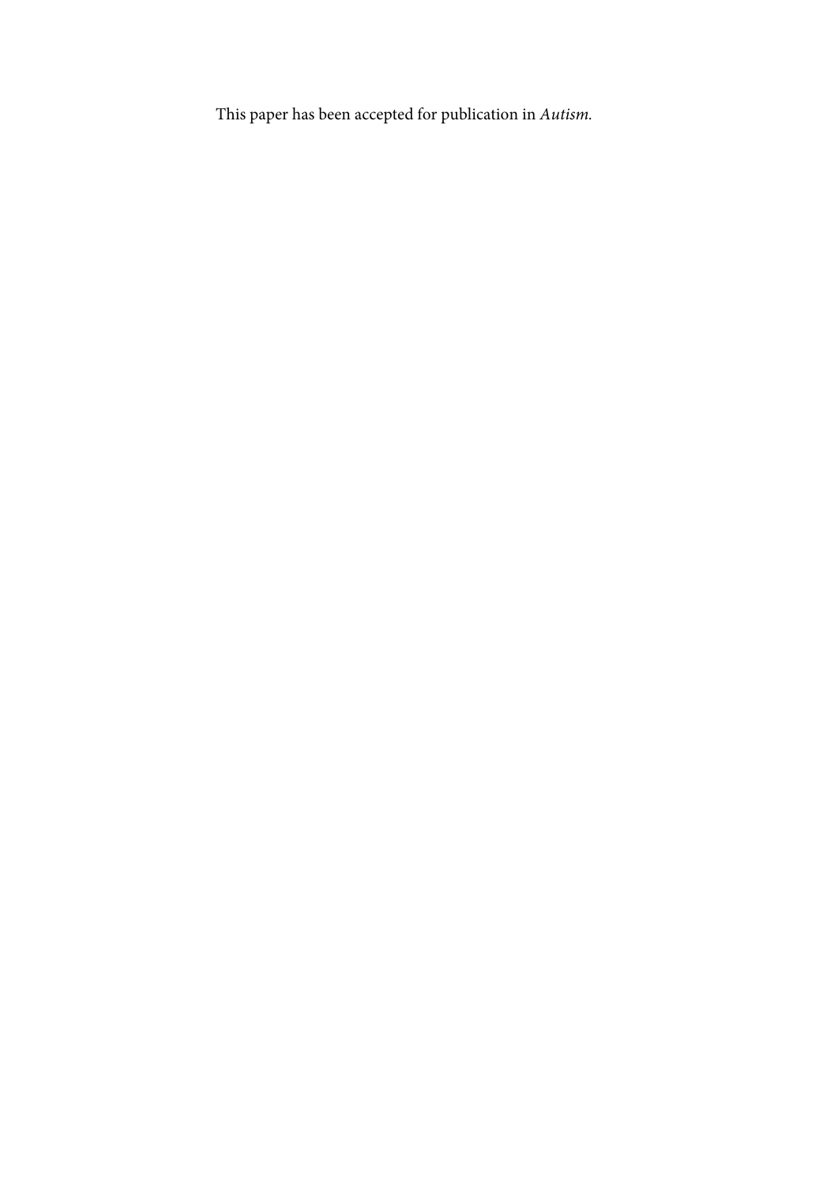This paper has been accepted for publication in *Autism*.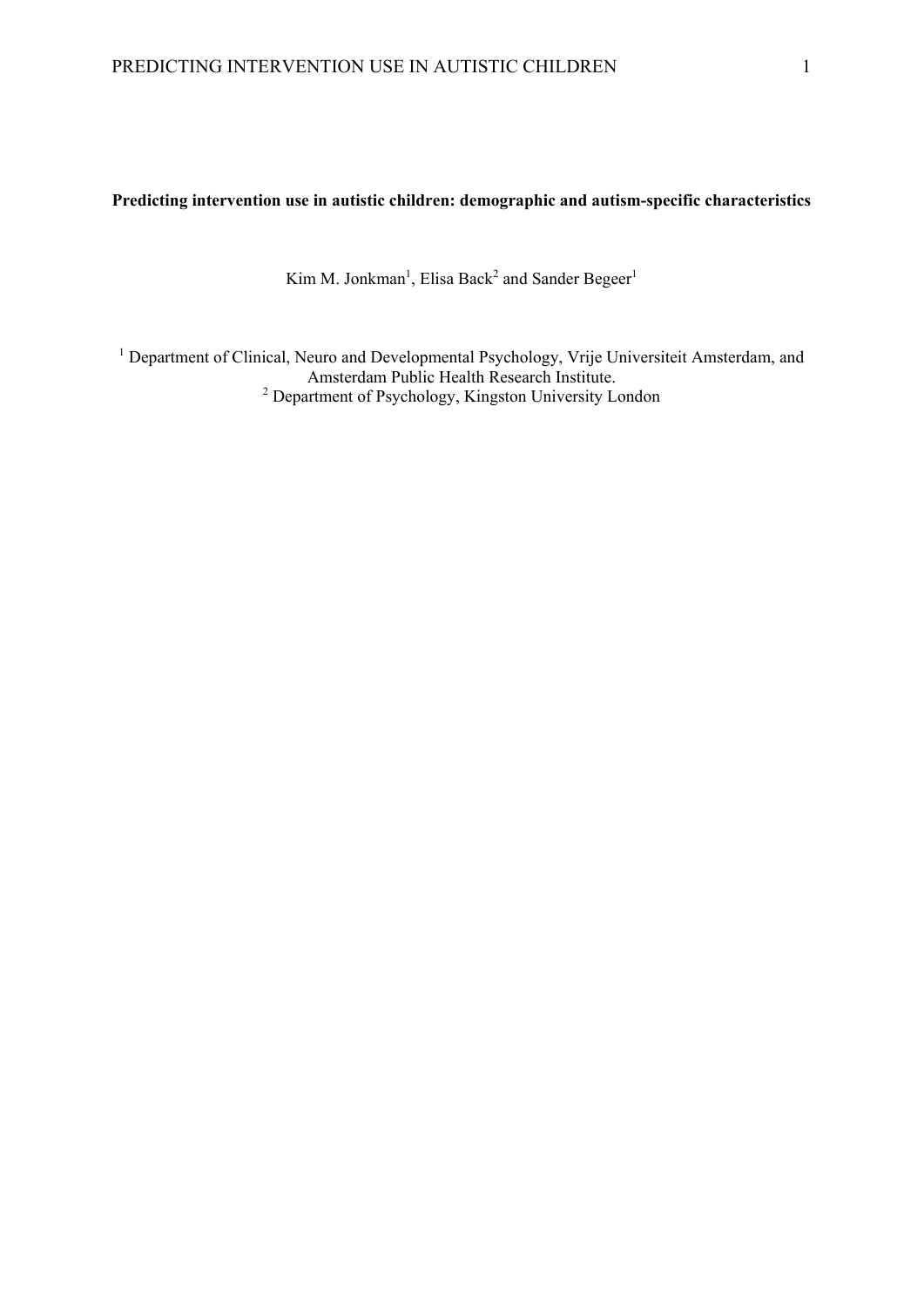**Predicting intervention use in autistic children: demographic and autism-specific characteristics**

Kim M. Jonkman[1], Elisa Back[2] and Sander Begeer[1]

[1] Department of Clinical, Neuro and Developmental Psychology, Vrije Universiteit Amsterdam, and Amsterdam Public Health Research Institute.
[2] Department of Psychology, Kingston University London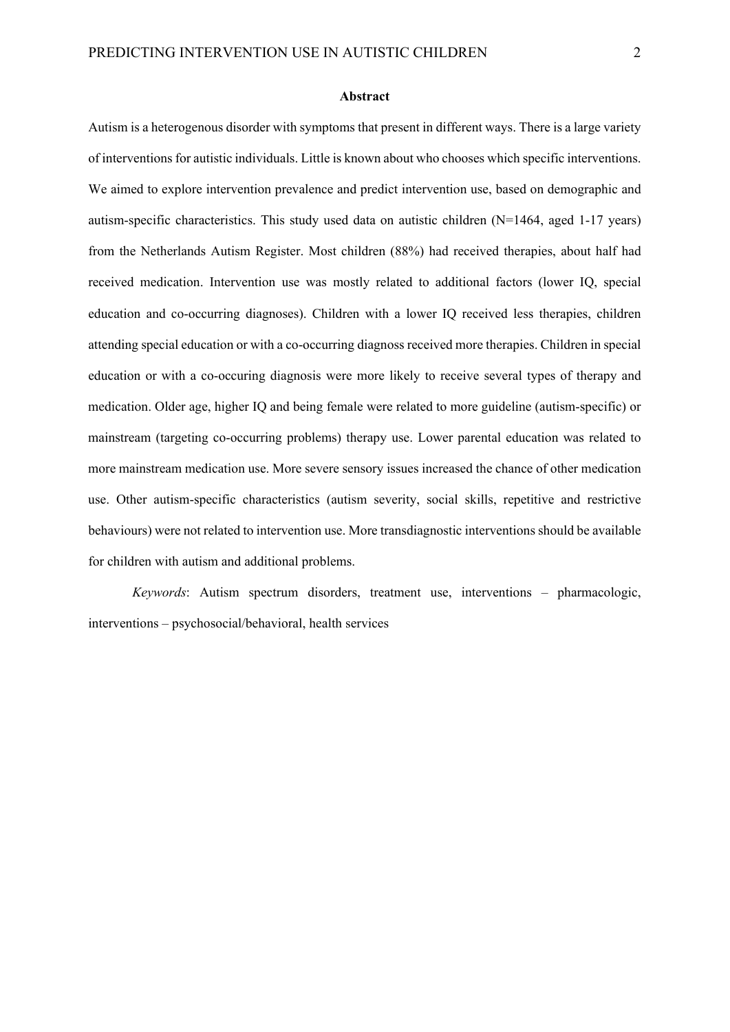**Abstract**

Autism is a heterogenous disorder with symptoms that present in different ways. There is a large variety of interventions for autistic individuals. Little is known about who chooses which specific interventions. We aimed to explore intervention prevalence and predict intervention use, based on demographic and autism-specific characteristics. This study used data on autistic children (N=1464, aged 1-17 years) from the Netherlands Autism Register. Most children (88%) had received therapies, about half had received medication. Intervention use was mostly related to additional factors (lower IQ, special education and co-occurring diagnoses). Children with a lower IQ received less therapies, children attending special education or with a co-occurring diagnoss received more therapies. Children in special education or with a co-occuring diagnosis were more likely to receive several types of therapy and medication. Older age, higher IQ and being female were related to more guideline (autism-specific) or mainstream (targeting co-occurring problems) therapy use. Lower parental education was related to more mainstream medication use. More severe sensory issues increased the chance of other medication use. Other autism-specific characteristics (autism severity, social skills, repetitive and restrictive behaviours) were not related to intervention use. More transdiagnostic interventions should be available for children with autism and additional problems.

*Keywords*: Autism spectrum disorders, treatment use, interventions – pharmacologic, interventions – psychosocial/behavioral, health services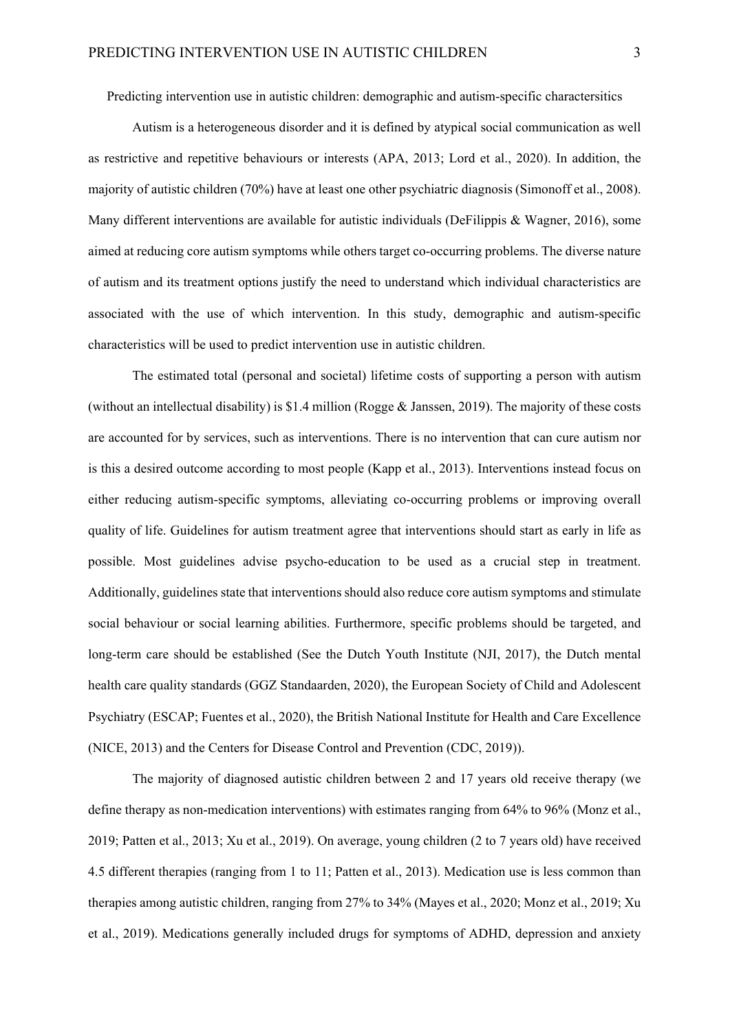Predicting intervention use in autistic children: demographic and autism-specific charactersitics

Autism is a heterogeneous disorder and it is defined by atypical social communication as well as restrictive and repetitive behaviours or interests (APA, 2013; Lord et al., 2020). In addition, the majority of autistic children (70%) have at least one other psychiatric diagnosis (Simonoff et al., 2008). Many different interventions are available for autistic individuals (DeFilippis & Wagner, 2016), some aimed at reducing core autism symptoms while others target co-occurring problems. The diverse nature of autism and its treatment options justify the need to understand which individual characteristics are associated with the use of which intervention. In this study, demographic and autism-specific characteristics will be used to predict intervention use in autistic children.

The estimated total (personal and societal) lifetime costs of supporting a person with autism (without an intellectual disability) is $1.4 million (Rogge & Janssen, 2019). The majority of these costs are accounted for by services, such as interventions. There is no intervention that can cure autism nor is this a desired outcome according to most people (Kapp et al., 2013). Interventions instead focus on either reducing autism-specific symptoms, alleviating co-occurring problems or improving overall quality of life. Guidelines for autism treatment agree that interventions should start as early in life as possible. Most guidelines advise psycho-education to be used as a crucial step in treatment. Additionally, guidelines state that interventions should also reduce core autism symptoms and stimulate social behaviour or social learning abilities. Furthermore, specific problems should be targeted, and long-term care should be established (See the Dutch Youth Institute (NJI, 2017), the Dutch mental health care quality standards (GGZ Standaarden, 2020), the European Society of Child and Adolescent Psychiatry (ESCAP; Fuentes et al., 2020), the British National Institute for Health and Care Excellence (NICE, 2013) and the Centers for Disease Control and Prevention (CDC, 2019)).

The majority of diagnosed autistic children between 2 and 17 years old receive therapy (we define therapy as non-medication interventions) with estimates ranging from 64% to 96% (Monz et al., 2019; Patten et al., 2013; Xu et al., 2019). On average, young children (2 to 7 years old) have received 4.5 different therapies (ranging from 1 to 11; Patten et al., 2013). Medication use is less common than therapies among autistic children, ranging from 27% to 34% (Mayes et al., 2020; Monz et al., 2019; Xu et al., 2019). Medications generally included drugs for symptoms of ADHD, depression and anxiety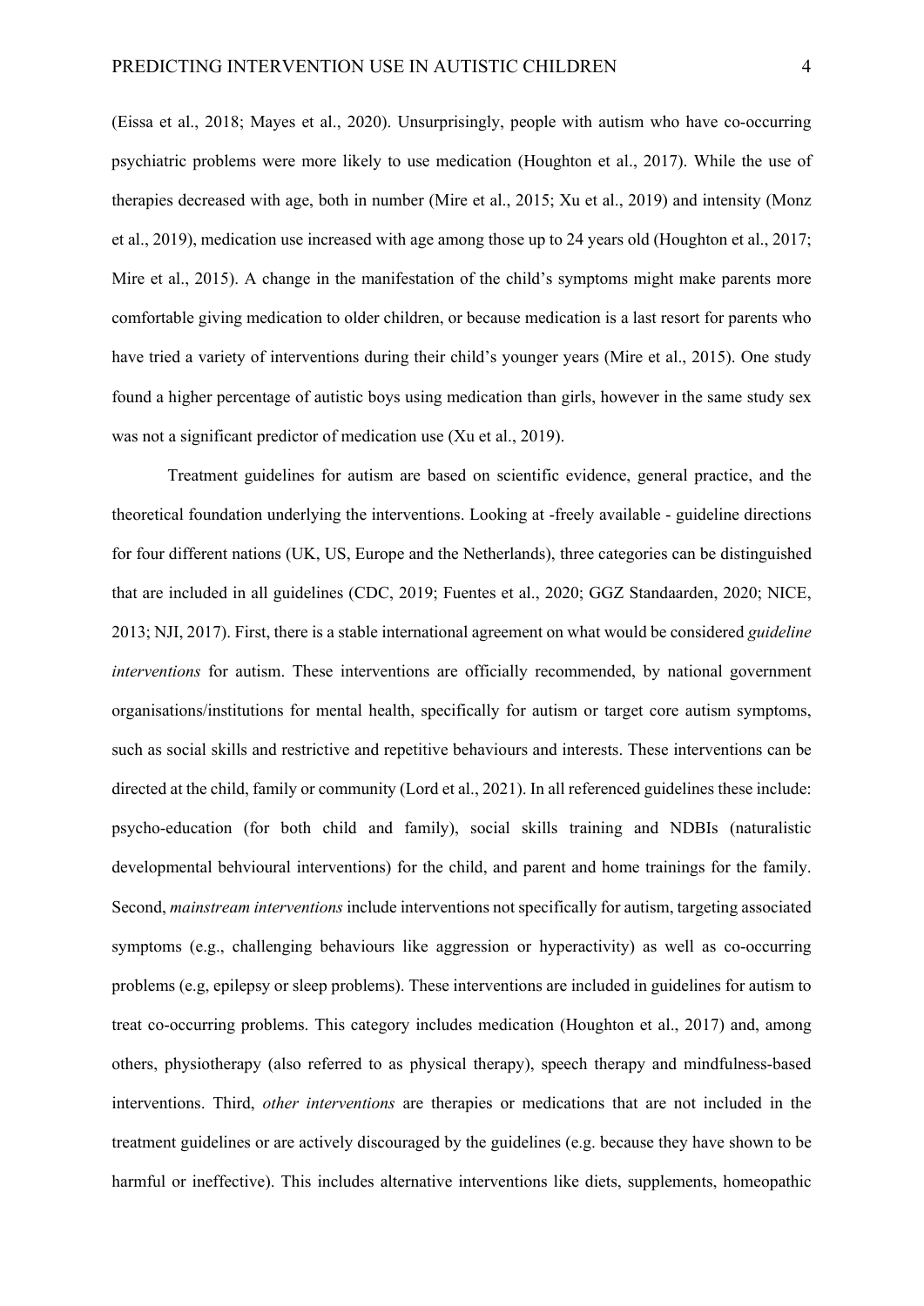(Eissa et al., 2018; Mayes et al., 2020). Unsurprisingly, people with autism who have co-occurring psychiatric problems were more likely to use medication (Houghton et al., 2017). While the use of therapies decreased with age, both in number (Mire et al., 2015; Xu et al., 2019) and intensity (Monz et al., 2019), medication use increased with age among those up to 24 years old (Houghton et al., 2017; Mire et al., 2015). A change in the manifestation of the child's symptoms might make parents more comfortable giving medication to older children, or because medication is a last resort for parents who have tried a variety of interventions during their child's younger years (Mire et al., 2015). One study found a higher percentage of autistic boys using medication than girls, however in the same study sex was not a significant predictor of medication use (Xu et al., 2019).

Treatment guidelines for autism are based on scientific evidence, general practice, and the theoretical foundation underlying the interventions. Looking at -freely available - guideline directions for four different nations (UK, US, Europe and the Netherlands), three categories can be distinguished that are included in all guidelines (CDC, 2019; Fuentes et al., 2020; GGZ Standaarden, 2020; NICE, 2013; NJI, 2017). First, there is a stable international agreement on what would be considered *guideline interventions* for autism. These interventions are officially recommended, by national government organisations/institutions for mental health, specifically for autism or target core autism symptoms, such as social skills and restrictive and repetitive behaviours and interests. These interventions can be directed at the child, family or community (Lord et al., 2021). In all referenced guidelines these include: psycho-education (for both child and family), social skills training and NDBIs (naturalistic developmental behvioural interventions) for the child, and parent and home trainings for the family. Second, *mainstream interventions* include interventions not specifically for autism, targeting associated symptoms (e.g., challenging behaviours like aggression or hyperactivity) as well as co-occurring problems (e.g, epilepsy or sleep problems). These interventions are included in guidelines for autism to treat co-occurring problems. This category includes medication (Houghton et al., 2017) and, among others, physiotherapy (also referred to as physical therapy), speech therapy and mindfulness-based interventions. Third, *other interventions* are therapies or medications that are not included in the treatment guidelines or are actively discouraged by the guidelines (e.g. because they have shown to be harmful or ineffective). This includes alternative interventions like diets, supplements, homeopathic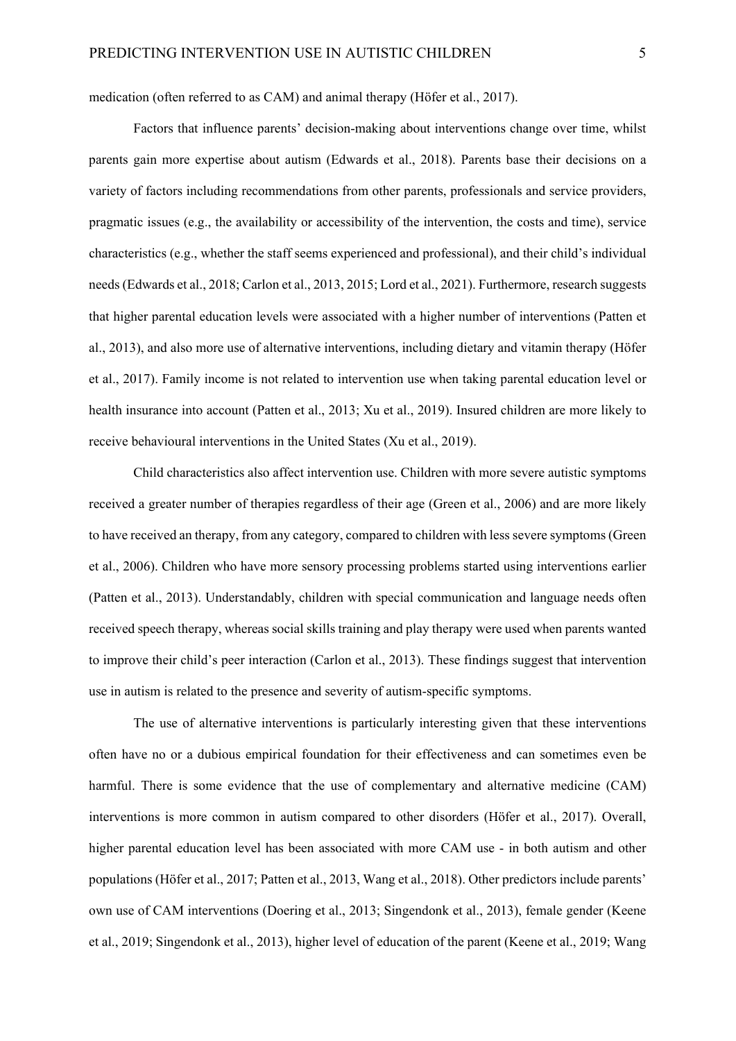medication (often referred to as CAM) and animal therapy (Höfer et al., 2017).

Factors that influence parents' decision-making about interventions change over time, whilst parents gain more expertise about autism (Edwards et al., 2018). Parents base their decisions on a variety of factors including recommendations from other parents, professionals and service providers, pragmatic issues (e.g., the availability or accessibility of the intervention, the costs and time), service characteristics (e.g., whether the staff seems experienced and professional), and their child's individual needs (Edwards et al., 2018; Carlon et al., 2013, 2015; Lord et al., 2021). Furthermore, research suggests that higher parental education levels were associated with a higher number of interventions (Patten et al., 2013), and also more use of alternative interventions, including dietary and vitamin therapy (Höfer et al., 2017). Family income is not related to intervention use when taking parental education level or health insurance into account (Patten et al., 2013; Xu et al., 2019). Insured children are more likely to receive behavioural interventions in the United States (Xu et al., 2019).

Child characteristics also affect intervention use. Children with more severe autistic symptoms received a greater number of therapies regardless of their age (Green et al., 2006) and are more likely to have received an therapy, from any category, compared to children with less severe symptoms (Green et al., 2006). Children who have more sensory processing problems started using interventions earlier (Patten et al., 2013). Understandably, children with special communication and language needs often received speech therapy, whereas social skills training and play therapy were used when parents wanted to improve their child's peer interaction (Carlon et al., 2013). These findings suggest that intervention use in autism is related to the presence and severity of autism-specific symptoms.

The use of alternative interventions is particularly interesting given that these interventions often have no or a dubious empirical foundation for their effectiveness and can sometimes even be harmful. There is some evidence that the use of complementary and alternative medicine (CAM) interventions is more common in autism compared to other disorders (Höfer et al., 2017). Overall, higher parental education level has been associated with more CAM use - in both autism and other populations (Höfer et al., 2017; Patten et al., 2013, Wang et al., 2018). Other predictors include parents' own use of CAM interventions (Doering et al., 2013; Singendonk et al., 2013), female gender (Keene et al., 2019; Singendonk et al., 2013), higher level of education of the parent (Keene et al., 2019; Wang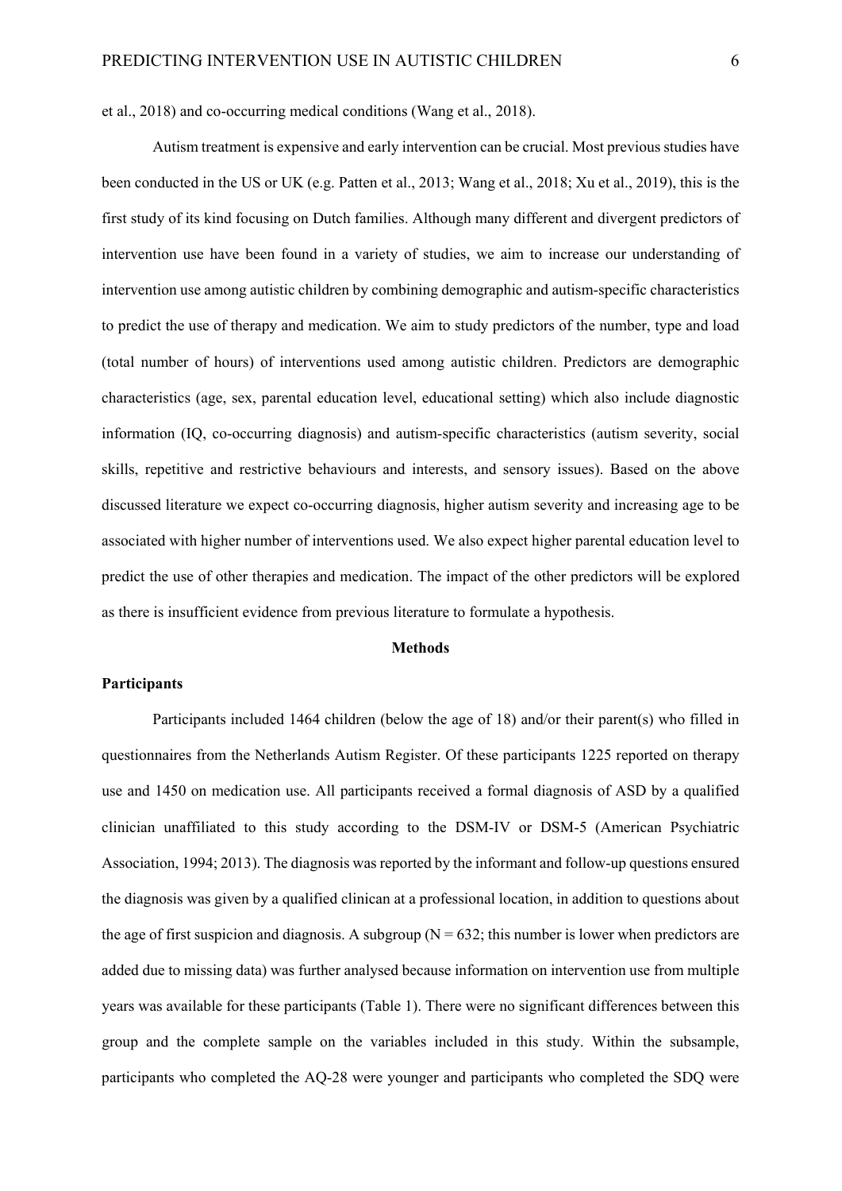et al., 2018) and co-occurring medical conditions (Wang et al., 2018).

Autism treatment is expensive and early intervention can be crucial. Most previous studies have been conducted in the US or UK (e.g. Patten et al., 2013; Wang et al., 2018; Xu et al., 2019), this is the first study of its kind focusing on Dutch families. Although many different and divergent predictors of intervention use have been found in a variety of studies, we aim to increase our understanding of intervention use among autistic children by combining demographic and autism-specific characteristics to predict the use of therapy and medication. We aim to study predictors of the number, type and load (total number of hours) of interventions used among autistic children. Predictors are demographic characteristics (age, sex, parental education level, educational setting) which also include diagnostic information (IQ, co-occurring diagnosis) and autism-specific characteristics (autism severity, social skills, repetitive and restrictive behaviours and interests, and sensory issues). Based on the above discussed literature we expect co-occurring diagnosis, higher autism severity and increasing age to be associated with higher number of interventions used. We also expect higher parental education level to predict the use of other therapies and medication. The impact of the other predictors will be explored as there is insufficient evidence from previous literature to formulate a hypothesis.

## Methods

### Participants

Participants included 1464 children (below the age of 18) and/or their parent(s) who filled in questionnaires from the Netherlands Autism Register. Of these participants 1225 reported on therapy use and 1450 on medication use. All participants received a formal diagnosis of ASD by a qualified clinician unaffiliated to this study according to the DSM-IV or DSM-5 (American Psychiatric Association, 1994; 2013). The diagnosis was reported by the informant and follow-up questions ensured the diagnosis was given by a qualified clinican at a professional location, in addition to questions about the age of first suspicion and diagnosis. A subgroup (N = 632; this number is lower when predictors are added due to missing data) was further analysed because information on intervention use from multiple years was available for these participants (Table 1). There were no significant differences between this group and the complete sample on the variables included in this study. Within the subsample, participants who completed the AQ-28 were younger and participants who completed the SDQ were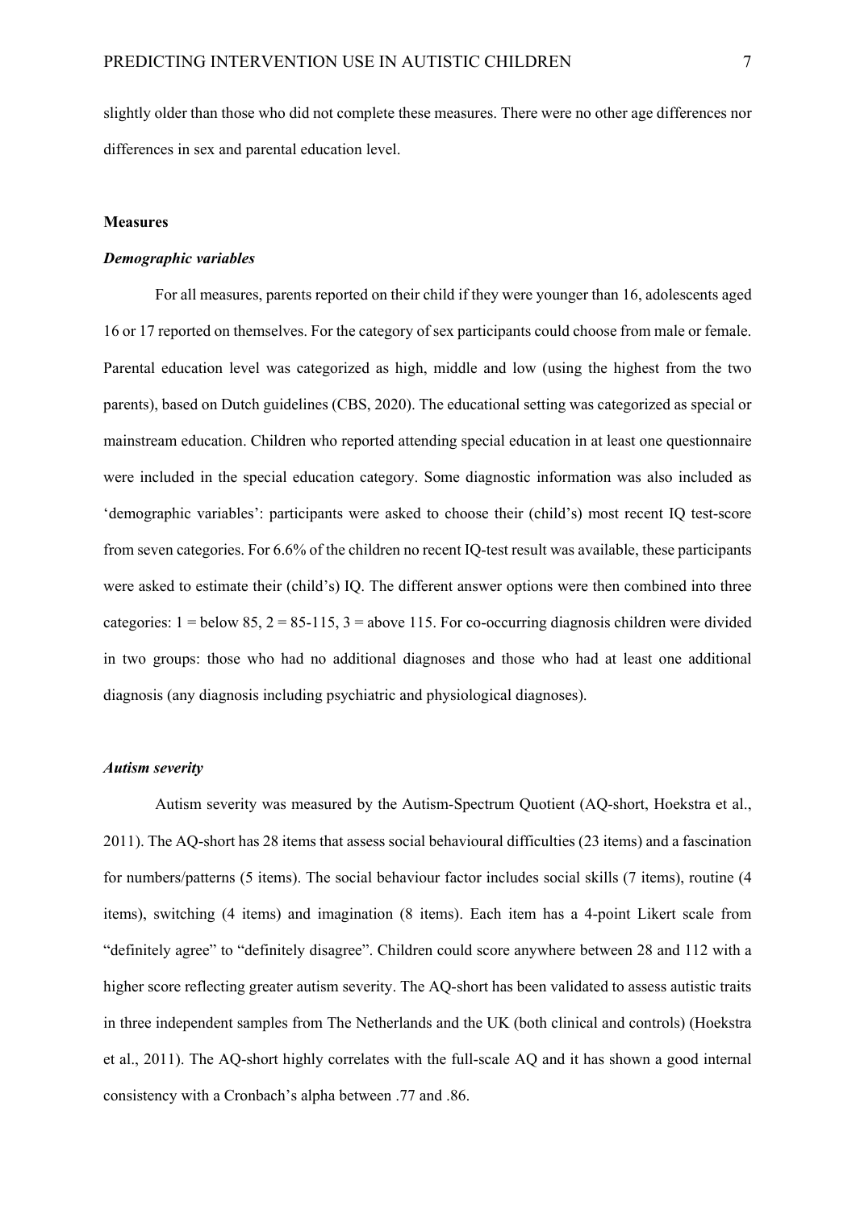slightly older than those who did not complete these measures. There were no other age differences nor differences in sex and parental education level.

## Measures

### *Demographic variables*

For all measures, parents reported on their child if they were younger than 16, adolescents aged 16 or 17 reported on themselves. For the category of sex participants could choose from male or female. Parental education level was categorized as high, middle and low (using the highest from the two parents), based on Dutch guidelines (CBS, 2020). The educational setting was categorized as special or mainstream education. Children who reported attending special education in at least one questionnaire were included in the special education category. Some diagnostic information was also included as 'demographic variables': participants were asked to choose their (child's) most recent IQ test-score from seven categories. For 6.6% of the children no recent IQ-test result was available, these participants were asked to estimate their (child's) IQ. The different answer options were then combined into three categories: 1 = below 85, 2 = 85-115, 3 = above 115. For co-occurring diagnosis children were divided in two groups: those who had no additional diagnoses and those who had at least one additional diagnosis (any diagnosis including psychiatric and physiological diagnoses).

### *Autism severity*

Autism severity was measured by the Autism-Spectrum Quotient (AQ-short, Hoekstra et al., 2011). The AQ-short has 28 items that assess social behavioural difficulties (23 items) and a fascination for numbers/patterns (5 items). The social behaviour factor includes social skills (7 items), routine (4 items), switching (4 items) and imagination (8 items). Each item has a 4-point Likert scale from "definitely agree" to "definitely disagree". Children could score anywhere between 28 and 112 with a higher score reflecting greater autism severity. The AQ-short has been validated to assess autistic traits in three independent samples from The Netherlands and the UK (both clinical and controls) (Hoekstra et al., 2011). The AQ-short highly correlates with the full-scale AQ and it has shown a good internal consistency with a Cronbach's alpha between .77 and .86.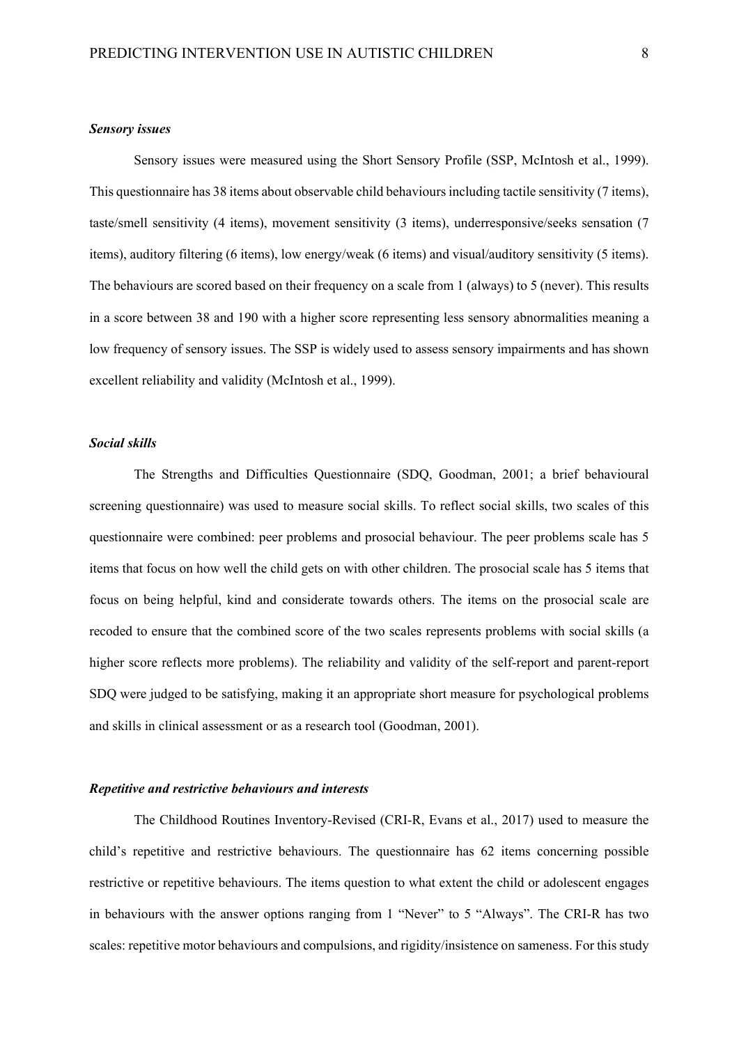### *Sensory issues*

Sensory issues were measured using the Short Sensory Profile (SSP, McIntosh et al., 1999). This questionnaire has 38 items about observable child behaviours including tactile sensitivity (7 items), taste/smell sensitivity (4 items), movement sensitivity (3 items), underresponsive/seeks sensation (7 items), auditory filtering (6 items), low energy/weak (6 items) and visual/auditory sensitivity (5 items). The behaviours are scored based on their frequency on a scale from 1 (always) to 5 (never). This results in a score between 38 and 190 with a higher score representing less sensory abnormalities meaning a low frequency of sensory issues. The SSP is widely used to assess sensory impairments and has shown excellent reliability and validity (McIntosh et al., 1999).

### *Social skills*

The Strengths and Difficulties Questionnaire (SDQ, Goodman, 2001; a brief behavioural screening questionnaire) was used to measure social skills. To reflect social skills, two scales of this questionnaire were combined: peer problems and prosocial behaviour. The peer problems scale has 5 items that focus on how well the child gets on with other children. The prosocial scale has 5 items that focus on being helpful, kind and considerate towards others. The items on the prosocial scale are recoded to ensure that the combined score of the two scales represents problems with social skills (a higher score reflects more problems). The reliability and validity of the self-report and parent-report SDQ were judged to be satisfying, making it an appropriate short measure for psychological problems and skills in clinical assessment or as a research tool (Goodman, 2001).

### *Repetitive and restrictive behaviours and interests*

The Childhood Routines Inventory-Revised (CRI-R, Evans et al., 2017) used to measure the child's repetitive and restrictive behaviours. The questionnaire has 62 items concerning possible restrictive or repetitive behaviours. The items question to what extent the child or adolescent engages in behaviours with the answer options ranging from 1 "Never" to 5 "Always". The CRI-R has two scales: repetitive motor behaviours and compulsions, and rigidity/insistence on sameness. For this study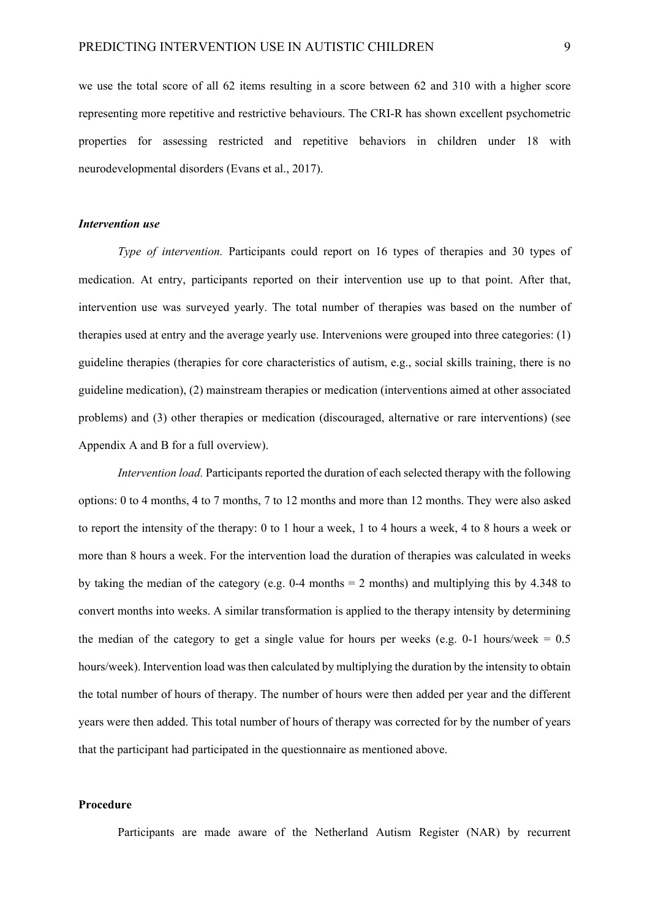we use the total score of all 62 items resulting in a score between 62 and 310 with a higher score representing more repetitive and restrictive behaviours. The CRI-R has shown excellent psychometric properties for assessing restricted and repetitive behaviors in children under 18 with neurodevelopmental disorders (Evans et al., 2017).

### *Intervention use*

*Type of intervention.* Participants could report on 16 types of therapies and 30 types of medication. At entry, participants reported on their intervention use up to that point. After that, intervention use was surveyed yearly. The total number of therapies was based on the number of therapies used at entry and the average yearly use. Intervenions were grouped into three categories: (1) guideline therapies (therapies for core characteristics of autism, e.g., social skills training, there is no guideline medication), (2) mainstream therapies or medication (interventions aimed at other associated problems) and (3) other therapies or medication (discouraged, alternative or rare interventions) (see Appendix A and B for a full overview).

*Intervention load.* Participants reported the duration of each selected therapy with the following options: 0 to 4 months, 4 to 7 months, 7 to 12 months and more than 12 months. They were also asked to report the intensity of the therapy: 0 to 1 hour a week, 1 to 4 hours a week, 4 to 8 hours a week or more than 8 hours a week. For the intervention load the duration of therapies was calculated in weeks by taking the median of the category (e.g. 0-4 months = 2 months) and multiplying this by 4.348 to convert months into weeks. A similar transformation is applied to the therapy intensity by determining the median of the category to get a single value for hours per weeks (e.g. 0-1 hours/week = 0.5 hours/week). Intervention load was then calculated by multiplying the duration by the intensity to obtain the total number of hours of therapy. The number of hours were then added per year and the different years were then added. This total number of hours of therapy was corrected for by the number of years that the participant had participated in the questionnaire as mentioned above.

## Procedure

Participants are made aware of the Netherland Autism Register (NAR) by recurrent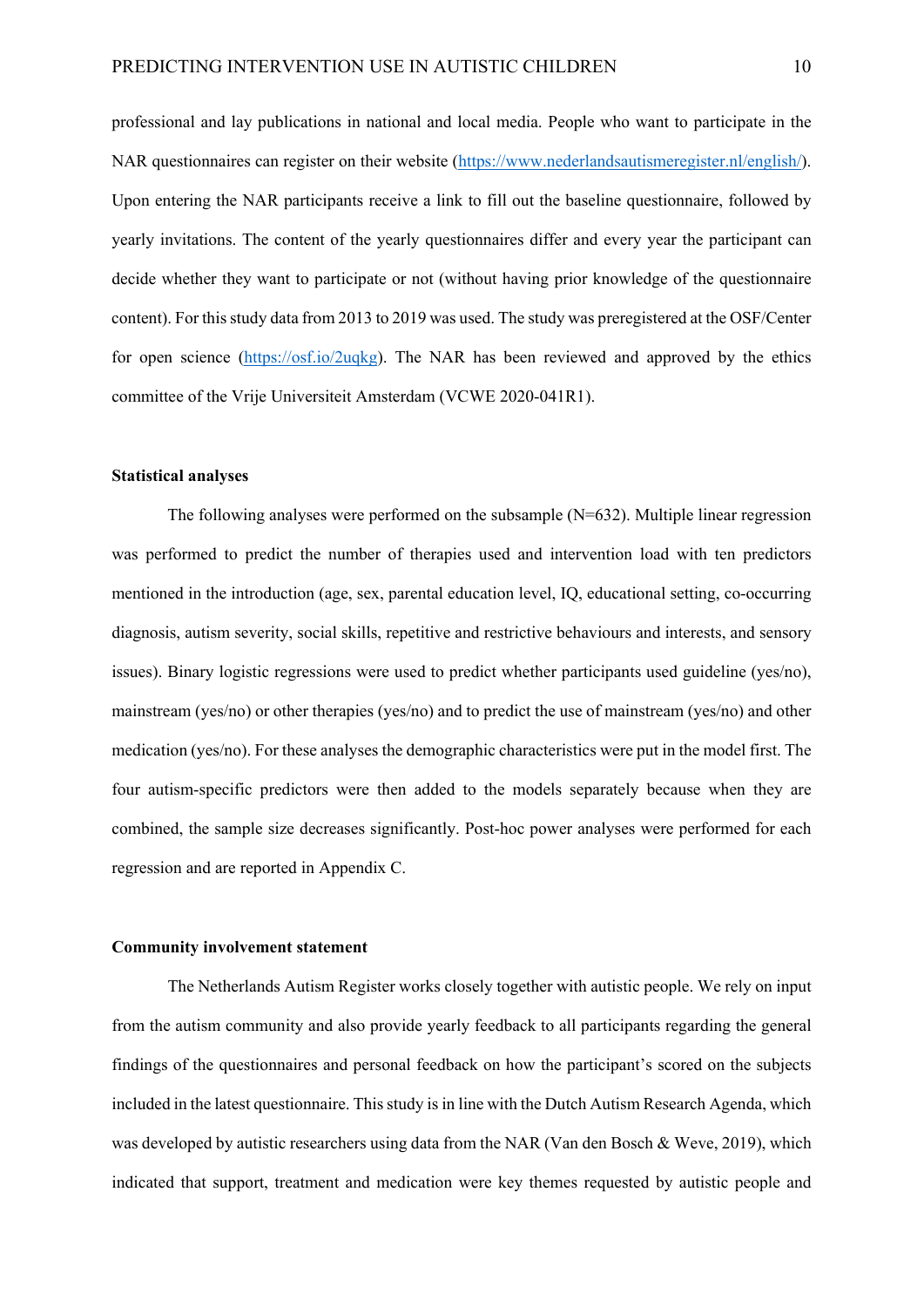professional and lay publications in national and local media. People who want to participate in the NAR questionnaires can register on their website (https://www.nederlandsautismeregister.nl/english/). Upon entering the NAR participants receive a link to fill out the baseline questionnaire, followed by yearly invitations. The content of the yearly questionnaires differ and every year the participant can decide whether they want to participate or not (without having prior knowledge of the questionnaire content). For this study data from 2013 to 2019 was used. The study was preregistered at the OSF/Center for open science (https://osf.io/2uqkg). The NAR has been reviewed and approved by the ethics committee of the Vrije Universiteit Amsterdam (VCWE 2020-041R1).

### Statistical analyses

The following analyses were performed on the subsample (N=632). Multiple linear regression was performed to predict the number of therapies used and intervention load with ten predictors mentioned in the introduction (age, sex, parental education level, IQ, educational setting, co-occurring diagnosis, autism severity, social skills, repetitive and restrictive behaviours and interests, and sensory issues). Binary logistic regressions were used to predict whether participants used guideline (yes/no), mainstream (yes/no) or other therapies (yes/no) and to predict the use of mainstream (yes/no) and other medication (yes/no). For these analyses the demographic characteristics were put in the model first. The four autism-specific predictors were then added to the models separately because when they are combined, the sample size decreases significantly. Post-hoc power analyses were performed for each regression and are reported in Appendix C.

### Community involvement statement

The Netherlands Autism Register works closely together with autistic people. We rely on input from the autism community and also provide yearly feedback to all participants regarding the general findings of the questionnaires and personal feedback on how the participant's scored on the subjects included in the latest questionnaire. This study is in line with the Dutch Autism Research Agenda, which was developed by autistic researchers using data from the NAR (Van den Bosch & Weve, 2019), which indicated that support, treatment and medication were key themes requested by autistic people and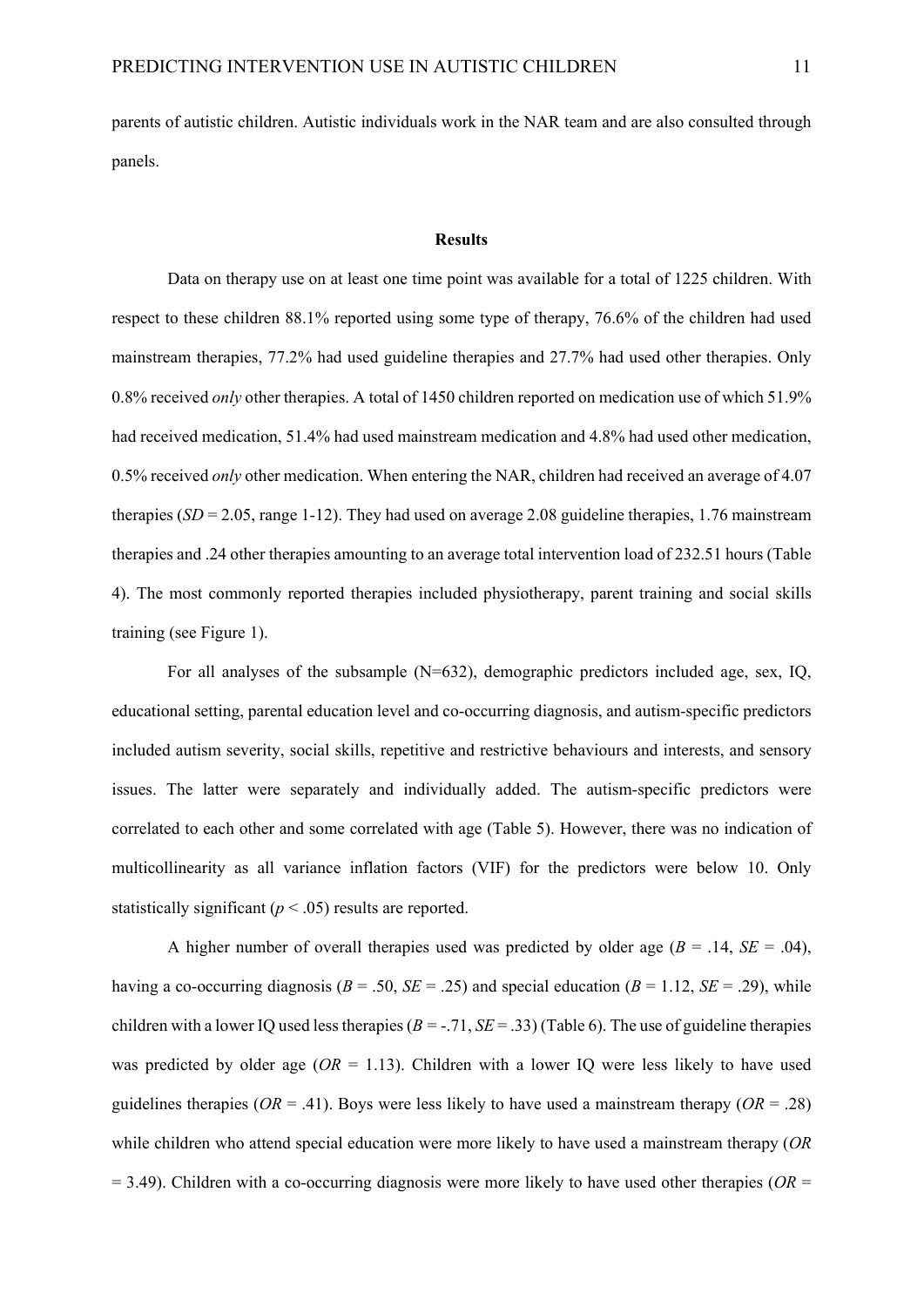parents of autistic children. Autistic individuals work in the NAR team and are also consulted through panels.

## Results

Data on therapy use on at least one time point was available for a total of 1225 children. With respect to these children 88.1% reported using some type of therapy, 76.6% of the children had used mainstream therapies, 77.2% had used guideline therapies and 27.7% had used other therapies. Only 0.8% received *only* other therapies. A total of 1450 children reported on medication use of which 51.9% had received medication, 51.4% had used mainstream medication and 4.8% had used other medication, 0.5% received *only* other medication. When entering the NAR, children had received an average of 4.07 therapies (*SD* = 2.05, range 1-12). They had used on average 2.08 guideline therapies, 1.76 mainstream therapies and .24 other therapies amounting to an average total intervention load of 232.51 hours (Table 4). The most commonly reported therapies included physiotherapy, parent training and social skills training (see Figure 1).

For all analyses of the subsample (N=632), demographic predictors included age, sex, IQ, educational setting, parental education level and co-occurring diagnosis, and autism-specific predictors included autism severity, social skills, repetitive and restrictive behaviours and interests, and sensory issues. The latter were separately and individually added. The autism-specific predictors were correlated to each other and some correlated with age (Table 5). However, there was no indication of multicollinearity as all variance inflation factors (VIF) for the predictors were below 10. Only statistically significant ($p < .05$) results are reported.

A higher number of overall therapies used was predicted by older age (*B* = .14, *SE* = .04), having a co-occurring diagnosis (*B* = .50, *SE* = .25) and special education (*B* = 1.12, *SE* = .29), while children with a lower IQ used less therapies (*B* = -.71, *SE* = .33) (Table 6). The use of guideline therapies was predicted by older age (*OR* = 1.13). Children with a lower IQ were less likely to have used guidelines therapies (*OR* = .41). Boys were less likely to have used a mainstream therapy (*OR* = .28) while children who attend special education were more likely to have used a mainstream therapy (*OR* = 3.49). Children with a co-occurring diagnosis were more likely to have used other therapies (*OR* =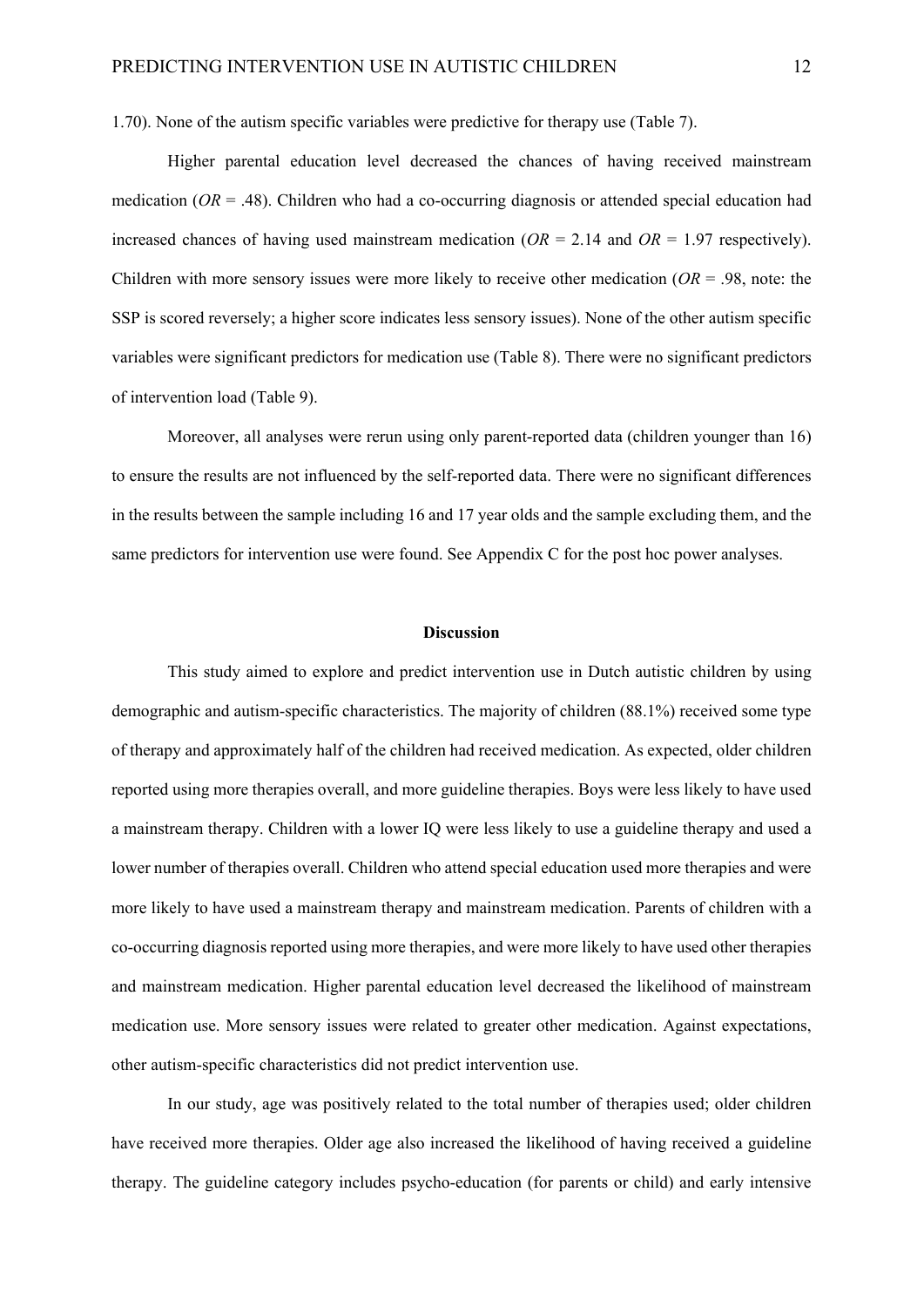1.70). None of the autism specific variables were predictive for therapy use (Table 7).

Higher parental education level decreased the chances of having received mainstream medication (*OR* = .48). Children who had a co-occurring diagnosis or attended special education had increased chances of having used mainstream medication (*OR* = 2.14 and *OR* = 1.97 respectively). Children with more sensory issues were more likely to receive other medication (*OR* = .98, note: the SSP is scored reversely; a higher score indicates less sensory issues). None of the other autism specific variables were significant predictors for medication use (Table 8). There were no significant predictors of intervention load (Table 9).

Moreover, all analyses were rerun using only parent-reported data (children younger than 16) to ensure the results are not influenced by the self-reported data. There were no significant differences in the results between the sample including 16 and 17 year olds and the sample excluding them, and the same predictors for intervention use were found. See Appendix C for the post hoc power analyses.

## Discussion

This study aimed to explore and predict intervention use in Dutch autistic children by using demographic and autism-specific characteristics. The majority of children (88.1%) received some type of therapy and approximately half of the children had received medication. As expected, older children reported using more therapies overall, and more guideline therapies. Boys were less likely to have used a mainstream therapy. Children with a lower IQ were less likely to use a guideline therapy and used a lower number of therapies overall. Children who attend special education used more therapies and were more likely to have used a mainstream therapy and mainstream medication. Parents of children with a co-occurring diagnosis reported using more therapies, and were more likely to have used other therapies and mainstream medication. Higher parental education level decreased the likelihood of mainstream medication use. More sensory issues were related to greater other medication. Against expectations, other autism-specific characteristics did not predict intervention use.

In our study, age was positively related to the total number of therapies used; older children have received more therapies. Older age also increased the likelihood of having received a guideline therapy. The guideline category includes psycho-education (for parents or child) and early intensive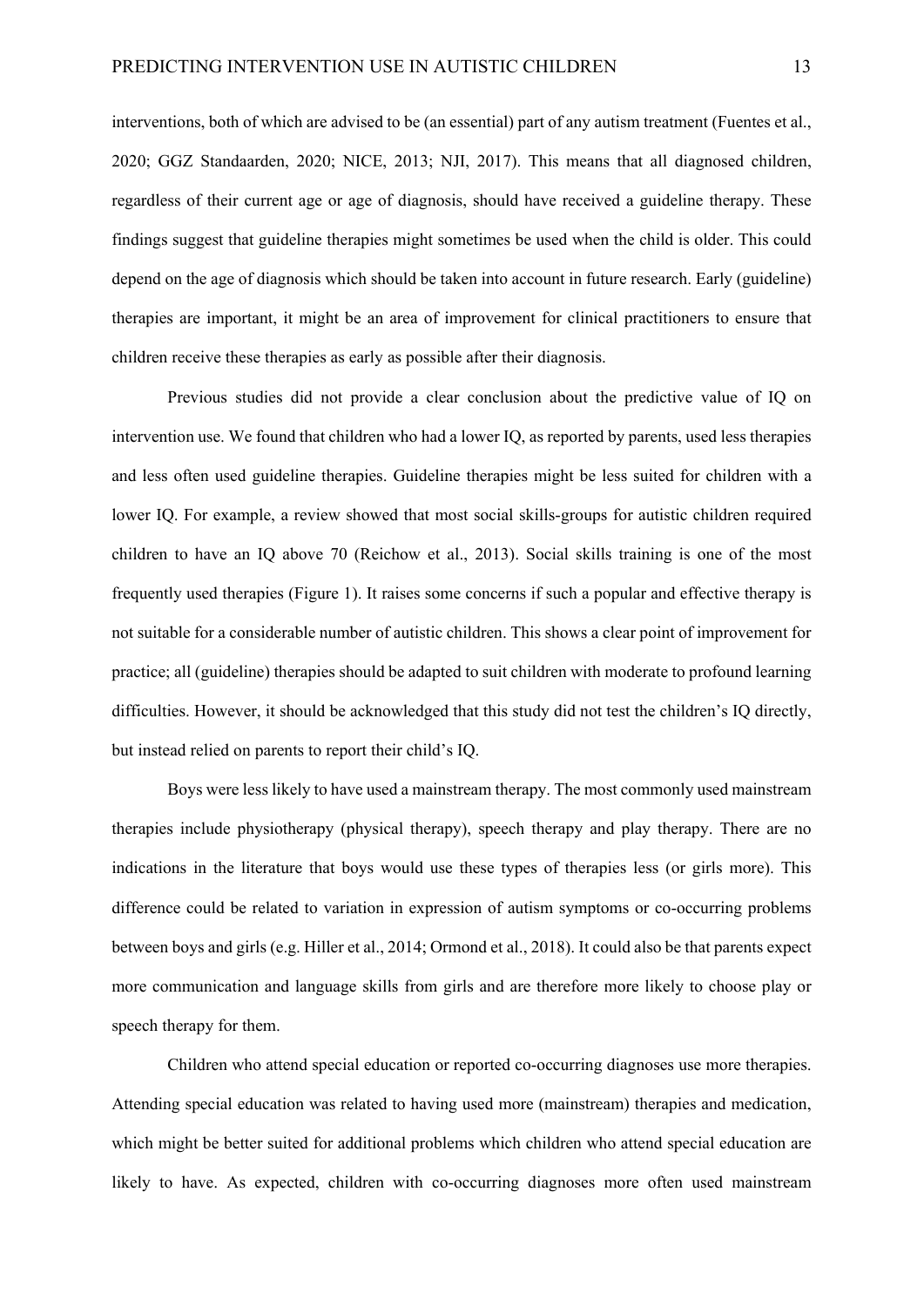interventions, both of which are advised to be (an essential) part of any autism treatment (Fuentes et al., 2020; GGZ Standaarden, 2020; NICE, 2013; NJI, 2017). This means that all diagnosed children, regardless of their current age or age of diagnosis, should have received a guideline therapy. These findings suggest that guideline therapies might sometimes be used when the child is older. This could depend on the age of diagnosis which should be taken into account in future research. Early (guideline) therapies are important, it might be an area of improvement for clinical practitioners to ensure that children receive these therapies as early as possible after their diagnosis.

Previous studies did not provide a clear conclusion about the predictive value of IQ on intervention use. We found that children who had a lower IQ, as reported by parents, used less therapies and less often used guideline therapies. Guideline therapies might be less suited for children with a lower IQ. For example, a review showed that most social skills-groups for autistic children required children to have an IQ above 70 (Reichow et al., 2013). Social skills training is one of the most frequently used therapies (Figure 1). It raises some concerns if such a popular and effective therapy is not suitable for a considerable number of autistic children. This shows a clear point of improvement for practice; all (guideline) therapies should be adapted to suit children with moderate to profound learning difficulties. However, it should be acknowledged that this study did not test the children's IQ directly, but instead relied on parents to report their child's IQ.

Boys were less likely to have used a mainstream therapy. The most commonly used mainstream therapies include physiotherapy (physical therapy), speech therapy and play therapy. There are no indications in the literature that boys would use these types of therapies less (or girls more). This difference could be related to variation in expression of autism symptoms or co-occurring problems between boys and girls (e.g. Hiller et al., 2014; Ormond et al., 2018). It could also be that parents expect more communication and language skills from girls and are therefore more likely to choose play or speech therapy for them.

Children who attend special education or reported co-occurring diagnoses use more therapies. Attending special education was related to having used more (mainstream) therapies and medication, which might be better suited for additional problems which children who attend special education are likely to have. As expected, children with co-occurring diagnoses more often used mainstream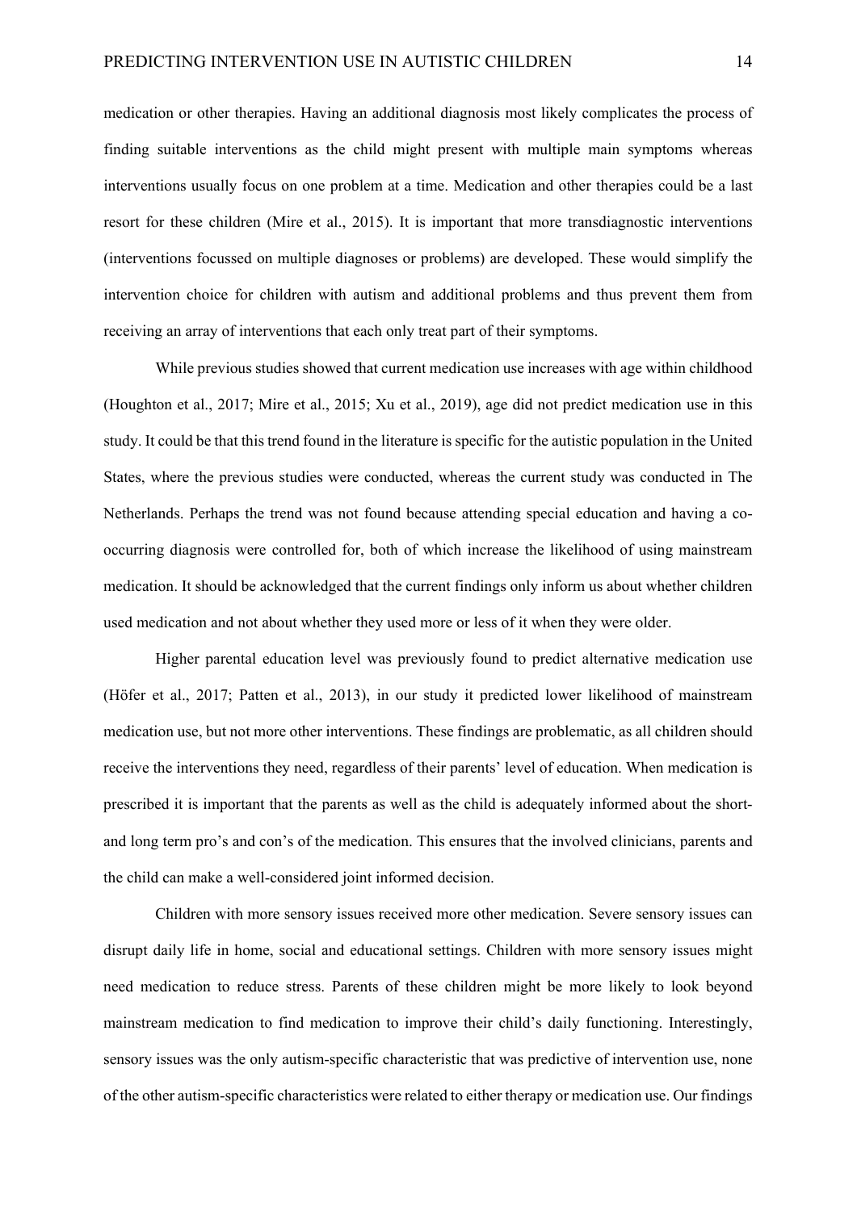medication or other therapies. Having an additional diagnosis most likely complicates the process of finding suitable interventions as the child might present with multiple main symptoms whereas interventions usually focus on one problem at a time. Medication and other therapies could be a last resort for these children (Mire et al., 2015). It is important that more transdiagnostic interventions (interventions focussed on multiple diagnoses or problems) are developed. These would simplify the intervention choice for children with autism and additional problems and thus prevent them from receiving an array of interventions that each only treat part of their symptoms.

While previous studies showed that current medication use increases with age within childhood (Houghton et al., 2017; Mire et al., 2015; Xu et al., 2019), age did not predict medication use in this study. It could be that this trend found in the literature is specific for the autistic population in the United States, where the previous studies were conducted, whereas the current study was conducted in The Netherlands. Perhaps the trend was not found because attending special education and having a co-occurring diagnosis were controlled for, both of which increase the likelihood of using mainstream medication. It should be acknowledged that the current findings only inform us about whether children used medication and not about whether they used more or less of it when they were older.

Higher parental education level was previously found to predict alternative medication use (Höfer et al., 2017; Patten et al., 2013), in our study it predicted lower likelihood of mainstream medication use, but not more other interventions. These findings are problematic, as all children should receive the interventions they need, regardless of their parents' level of education. When medication is prescribed it is important that the parents as well as the child is adequately informed about the short- and long term pro's and con's of the medication. This ensures that the involved clinicians, parents and the child can make a well-considered joint informed decision.

Children with more sensory issues received more other medication. Severe sensory issues can disrupt daily life in home, social and educational settings. Children with more sensory issues might need medication to reduce stress. Parents of these children might be more likely to look beyond mainstream medication to find medication to improve their child's daily functioning. Interestingly, sensory issues was the only autism-specific characteristic that was predictive of intervention use, none of the other autism-specific characteristics were related to either therapy or medication use. Our findings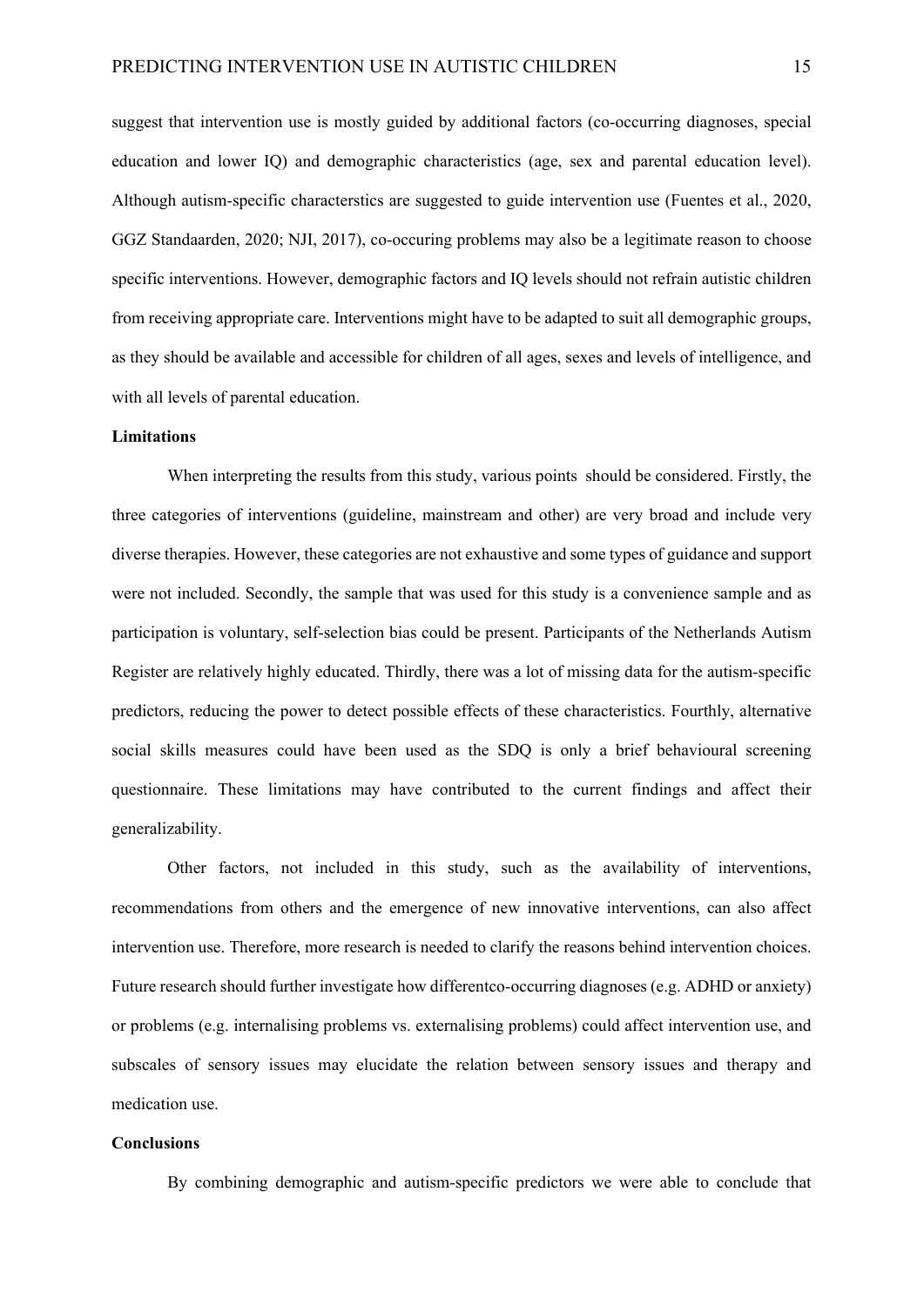suggest that intervention use is mostly guided by additional factors (co-occurring diagnoses, special education and lower IQ) and demographic characteristics (age, sex and parental education level). Although autism-specific characterstics are suggested to guide intervention use (Fuentes et al., 2020, GGZ Standaarden, 2020; NJI, 2017), co-occuring problems may also be a legitimate reason to choose specific interventions. However, demographic factors and IQ levels should not refrain autistic children from receiving appropriate care. Interventions might have to be adapted to suit all demographic groups, as they should be available and accessible for children of all ages, sexes and levels of intelligence, and with all levels of parental education.

**Limitations**

When interpreting the results from this study, various points  should be considered. Firstly, the three categories of interventions (guideline, mainstream and other) are very broad and include very diverse therapies. However, these categories are not exhaustive and some types of guidance and support were not included. Secondly, the sample that was used for this study is a convenience sample and as participation is voluntary, self-selection bias could be present. Participants of the Netherlands Autism Register are relatively highly educated. Thirdly, there was a lot of missing data for the autism-specific predictors, reducing the power to detect possible effects of these characteristics. Fourthly, alternative social skills measures could have been used as the SDQ is only a brief behavioural screening questionnaire. These limitations may have contributed to the current findings and affect their generalizability.

Other factors, not included in this study, such as the availability of interventions, recommendations from others and the emergence of new innovative interventions, can also affect intervention use. Therefore, more research is needed to clarify the reasons behind intervention choices. Future research should further investigate how differentco-occurring diagnoses (e.g. ADHD or anxiety) or problems (e.g. internalising problems vs. externalising problems) could affect intervention use, and subscales of sensory issues may elucidate the relation between sensory issues and therapy and medication use.

**Conclusions**

By combining demographic and autism-specific predictors we were able to conclude that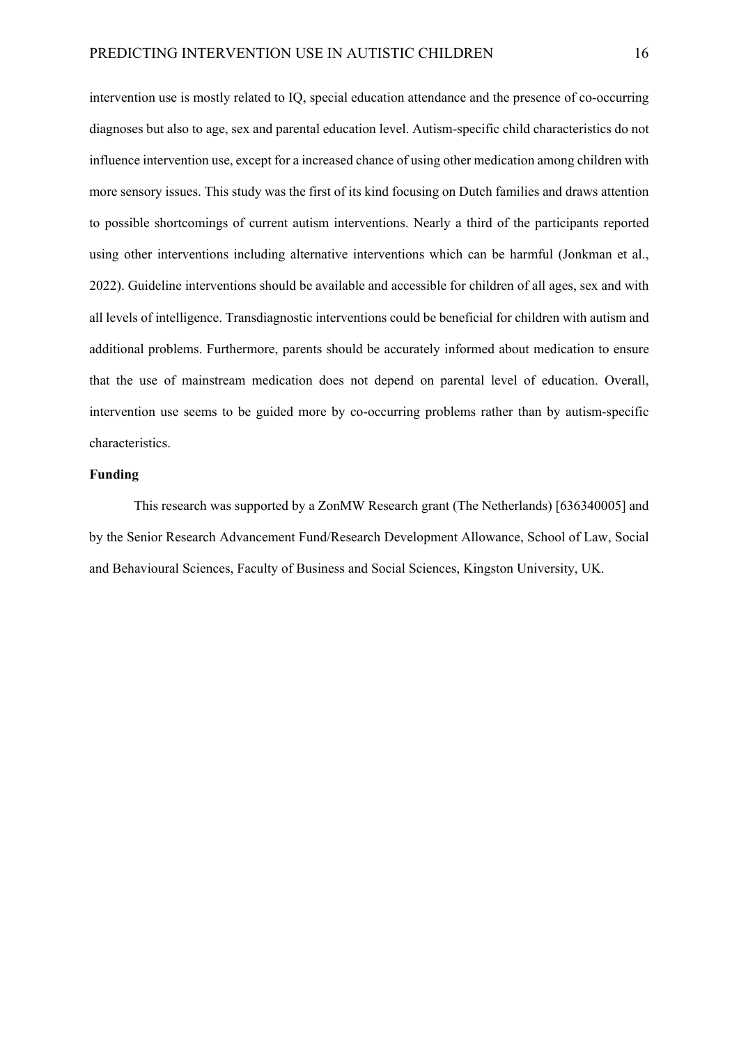intervention use is mostly related to IQ, special education attendance and the presence of co-occurring diagnoses but also to age, sex and parental education level. Autism-specific child characteristics do not influence intervention use, except for a increased chance of using other medication among children with more sensory issues. This study was the first of its kind focusing on Dutch families and draws attention to possible shortcomings of current autism interventions. Nearly a third of the participants reported using other interventions including alternative interventions which can be harmful (Jonkman et al., 2022). Guideline interventions should be available and accessible for children of all ages, sex and with all levels of intelligence. Transdiagnostic interventions could be beneficial for children with autism and additional problems. Furthermore, parents should be accurately informed about medication to ensure that the use of mainstream medication does not depend on parental level of education. Overall, intervention use seems to be guided more by co-occurring problems rather than by autism-specific characteristics.

**Funding**

This research was supported by a ZonMW Research grant (The Netherlands) [636340005] and by the Senior Research Advancement Fund/Research Development Allowance, School of Law, Social and Behavioural Sciences, Faculty of Business and Social Sciences, Kingston University, UK.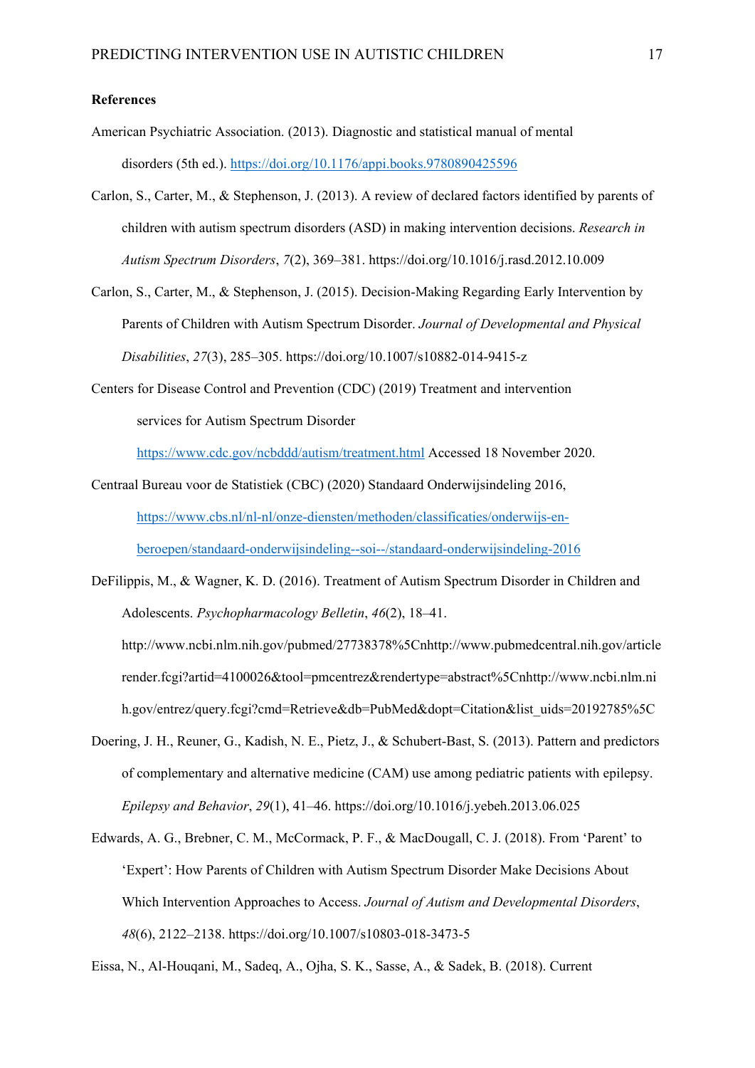**References**

American Psychiatric Association. (2013). Diagnostic and statistical manual of mental disorders (5th ed.). https://doi.org/10.1176/appi.books.9780890425596

Carlon, S., Carter, M., & Stephenson, J. (2013). A review of declared factors identified by parents of children with autism spectrum disorders (ASD) in making intervention decisions. *Research in Autism Spectrum Disorders*, *7*(2), 369–381. https://doi.org/10.1016/j.rasd.2012.10.009

Carlon, S., Carter, M., & Stephenson, J. (2015). Decision-Making Regarding Early Intervention by Parents of Children with Autism Spectrum Disorder. *Journal of Developmental and Physical Disabilities*, *27*(3), 285–305. https://doi.org/10.1007/s10882-014-9415-z

Centers for Disease Control and Prevention (CDC) (2019) Treatment and intervention services for Autism Spectrum Disorder https://www.cdc.gov/ncbddd/autism/treatment.html Accessed 18 November 2020.

Centraal Bureau voor de Statistiek (CBC) (2020) Standaard Onderwijsindeling 2016, https://www.cbs.nl/nl-nl/onze-diensten/methoden/classificaties/onderwijs-en-beroepen/standaard-onderwijsindeling--soi--/standaard-onderwijsindeling-2016

DeFilippis, M., & Wagner, K. D. (2016). Treatment of Autism Spectrum Disorder in Children and Adolescents. *Psychopharmacology Belletin*, *46*(2), 18–41. http://www.ncbi.nlm.nih.gov/pubmed/27738378%5Cnhttp://www.pubmedcentral.nih.gov/articlerender.fcgi?artid=4100026&tool=pmcentrez&rendertype=abstract%5Cnhttp://www.ncbi.nlm.nih.gov/entrez/query.fcgi?cmd=Retrieve&db=PubMed&dopt=Citation&list_uids=20192785%5C

Doering, J. H., Reuner, G., Kadish, N. E., Pietz, J., & Schubert-Bast, S. (2013). Pattern and predictors of complementary and alternative medicine (CAM) use among pediatric patients with epilepsy. *Epilepsy and Behavior*, *29*(1), 41–46. https://doi.org/10.1016/j.yebeh.2013.06.025

Edwards, A. G., Brebner, C. M., McCormack, P. F., & MacDougall, C. J. (2018). From 'Parent' to 'Expert': How Parents of Children with Autism Spectrum Disorder Make Decisions About Which Intervention Approaches to Access. *Journal of Autism and Developmental Disorders*, *48*(6), 2122–2138. https://doi.org/10.1007/s10803-018-3473-5

Eissa, N., Al-Houqani, M., Sadeq, A., Ojha, S. K., Sasse, A., & Sadek, B. (2018). Current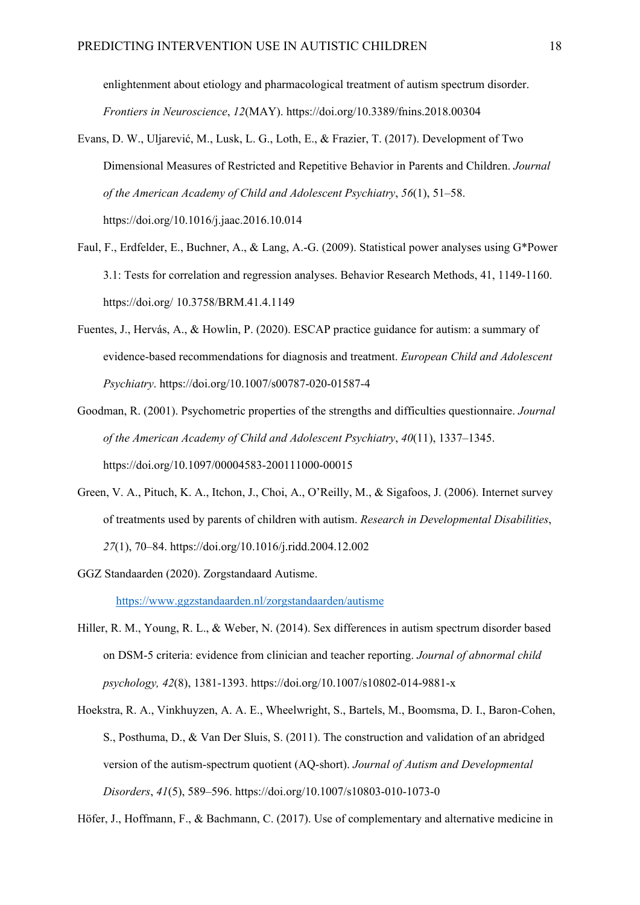enlightenment about etiology and pharmacological treatment of autism spectrum disorder. *Frontiers in Neuroscience*, *12*(MAY). https://doi.org/10.3389/fnins.2018.00304

Evans, D. W., Uljarević, M., Lusk, L. G., Loth, E., & Frazier, T. (2017). Development of Two Dimensional Measures of Restricted and Repetitive Behavior in Parents and Children. *Journal of the American Academy of Child and Adolescent Psychiatry*, *56*(1), 51–58. https://doi.org/10.1016/j.jaac.2016.10.014

Faul, F., Erdfelder, E., Buchner, A., & Lang, A.-G. (2009). Statistical power analyses using G*Power 3.1: Tests for correlation and regression analyses. Behavior Research Methods, 41, 1149-1160. https://doi.org/ 10.3758/BRM.41.4.1149

Fuentes, J., Hervás, A., & Howlin, P. (2020). ESCAP practice guidance for autism: a summary of evidence-based recommendations for diagnosis and treatment. *European Child and Adolescent Psychiatry*. https://doi.org/10.1007/s00787-020-01587-4

Goodman, R. (2001). Psychometric properties of the strengths and difficulties questionnaire. *Journal of the American Academy of Child and Adolescent Psychiatry*, *40*(11), 1337–1345. https://doi.org/10.1097/00004583-200111000-00015

Green, V. A., Pituch, K. A., Itchon, J., Choi, A., O'Reilly, M., & Sigafoos, J. (2006). Internet survey of treatments used by parents of children with autism. *Research in Developmental Disabilities*, *27*(1), 70–84. https://doi.org/10.1016/j.ridd.2004.12.002

GGZ Standaarden (2020). Zorgstandaard Autisme. https://www.ggzstandaarden.nl/zorgstandaarden/autisme

Hiller, R. M., Young, R. L., & Weber, N. (2014). Sex differences in autism spectrum disorder based on DSM-5 criteria: evidence from clinician and teacher reporting. *Journal of abnormal child psychology, 42*(8), 1381-1393. https://doi.org/10.1007/s10802-014-9881-x

Hoekstra, R. A., Vinkhuyzen, A. A. E., Wheelwright, S., Bartels, M., Boomsma, D. I., Baron-Cohen, S., Posthuma, D., & Van Der Sluis, S. (2011). The construction and validation of an abridged version of the autism-spectrum quotient (AQ-short). *Journal of Autism and Developmental Disorders*, *41*(5), 589–596. https://doi.org/10.1007/s10803-010-1073-0

Höfer, J., Hoffmann, F., & Bachmann, C. (2017). Use of complementary and alternative medicine in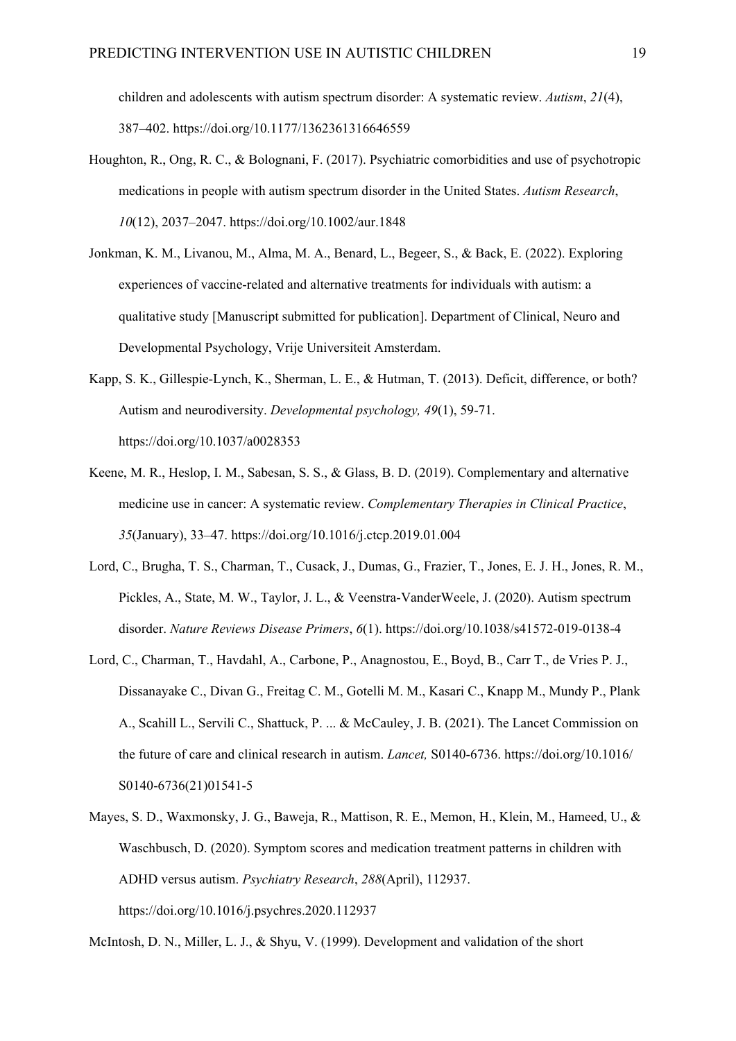children and adolescents with autism spectrum disorder: A systematic review. *Autism*, *21*(4), 387–402. https://doi.org/10.1177/1362361316646559

Houghton, R., Ong, R. C., & Bolognani, F. (2017). Psychiatric comorbidities and use of psychotropic medications in people with autism spectrum disorder in the United States. *Autism Research*, *10*(12), 2037–2047. https://doi.org/10.1002/aur.1848

Jonkman, K. M., Livanou, M., Alma, M. A., Benard, L., Begeer, S., & Back, E. (2022). Exploring experiences of vaccine-related and alternative treatments for individuals with autism: a qualitative study [Manuscript submitted for publication]. Department of Clinical, Neuro and Developmental Psychology, Vrije Universiteit Amsterdam.

Kapp, S. K., Gillespie-Lynch, K., Sherman, L. E., & Hutman, T. (2013). Deficit, difference, or both? Autism and neurodiversity. *Developmental psychology, 49*(1), 59-71. https://doi.org/10.1037/a0028353

Keene, M. R., Heslop, I. M., Sabesan, S. S., & Glass, B. D. (2019). Complementary and alternative medicine use in cancer: A systematic review. *Complementary Therapies in Clinical Practice*, *35*(January), 33–47. https://doi.org/10.1016/j.ctcp.2019.01.004

Lord, C., Brugha, T. S., Charman, T., Cusack, J., Dumas, G., Frazier, T., Jones, E. J. H., Jones, R. M., Pickles, A., State, M. W., Taylor, J. L., & Veenstra-VanderWeele, J. (2020). Autism spectrum disorder. *Nature Reviews Disease Primers*, *6*(1). https://doi.org/10.1038/s41572-019-0138-4

Lord, C., Charman, T., Havdahl, A., Carbone, P., Anagnostou, E., Boyd, B., Carr T., de Vries P. J., Dissanayake C., Divan G., Freitag C. M., Gotelli M. M., Kasari C., Knapp M., Mundy P., Plank A., Scahill L., Servili C., Shattuck, P. ... & McCauley, J. B. (2021). The Lancet Commission on the future of care and clinical research in autism. *Lancet,* S0140-6736. https://doi.org/10.1016/S0140-6736(21)01541-5

Mayes, S. D., Waxmonsky, J. G., Baweja, R., Mattison, R. E., Memon, H., Klein, M., Hameed, U., & Waschbusch, D. (2020). Symptom scores and medication treatment patterns in children with ADHD versus autism. *Psychiatry Research*, *288*(April), 112937. https://doi.org/10.1016/j.psychres.2020.112937

McIntosh, D. N., Miller, L. J., & Shyu, V. (1999). Development and validation of the short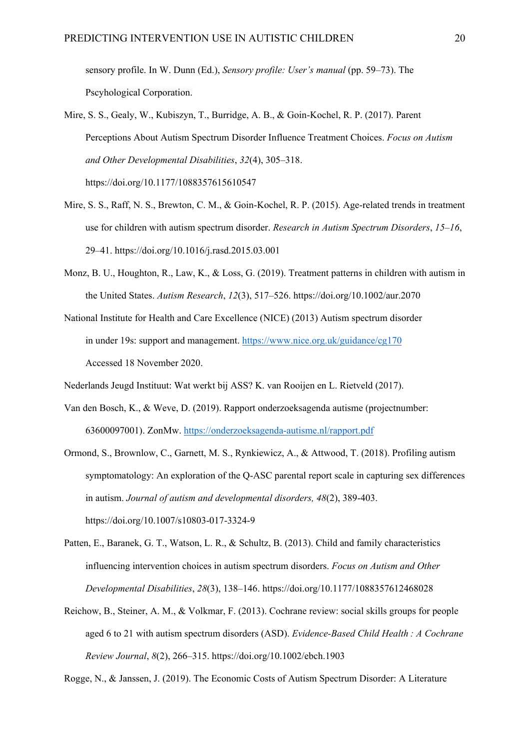sensory profile. In W. Dunn (Ed.), *Sensory profile: User's manual* (pp. 59–73). The Pscyhological Corporation.

Mire, S. S., Gealy, W., Kubiszyn, T., Burridge, A. B., & Goin-Kochel, R. P. (2017). Parent Perceptions About Autism Spectrum Disorder Influence Treatment Choices. *Focus on Autism and Other Developmental Disabilities*, *32*(4), 305–318. https://doi.org/10.1177/1088357615610547

Mire, S. S., Raff, N. S., Brewton, C. M., & Goin-Kochel, R. P. (2015). Age-related trends in treatment use for children with autism spectrum disorder. *Research in Autism Spectrum Disorders*, *15–16*, 29–41. https://doi.org/10.1016/j.rasd.2015.03.001

Monz, B. U., Houghton, R., Law, K., & Loss, G. (2019). Treatment patterns in children with autism in the United States. *Autism Research*, *12*(3), 517–526. https://doi.org/10.1002/aur.2070

National Institute for Health and Care Excellence (NICE) (2013) Autism spectrum disorder in under 19s: support and management. https://www.nice.org.uk/guidance/cg170 Accessed 18 November 2020.

Nederlands Jeugd Instituut: Wat werkt bij ASS? K. van Rooijen en L. Rietveld (2017).

Van den Bosch, K., & Weve, D. (2019). Rapport onderzoeksagenda autisme (projectnumber: 63600097001). ZonMw. https://onderzoeksagenda-autisme.nl/rapport.pdf

Ormond, S., Brownlow, C., Garnett, M. S., Rynkiewicz, A., & Attwood, T. (2018). Profiling autism symptomatology: An exploration of the Q-ASC parental report scale in capturing sex differences in autism. *Journal of autism and developmental disorders, 48*(2), 389-403. https://doi.org/10.1007/s10803-017-3324-9

Patten, E., Baranek, G. T., Watson, L. R., & Schultz, B. (2013). Child and family characteristics influencing intervention choices in autism spectrum disorders. *Focus on Autism and Other Developmental Disabilities*, *28*(3), 138–146. https://doi.org/10.1177/1088357612468028

Reichow, B., Steiner, A. M., & Volkmar, F. (2013). Cochrane review: social skills groups for people aged 6 to 21 with autism spectrum disorders (ASD). *Evidence-Based Child Health : A Cochrane Review Journal*, *8*(2), 266–315. https://doi.org/10.1002/ebch.1903

Rogge, N., & Janssen, J. (2019). The Economic Costs of Autism Spectrum Disorder: A Literature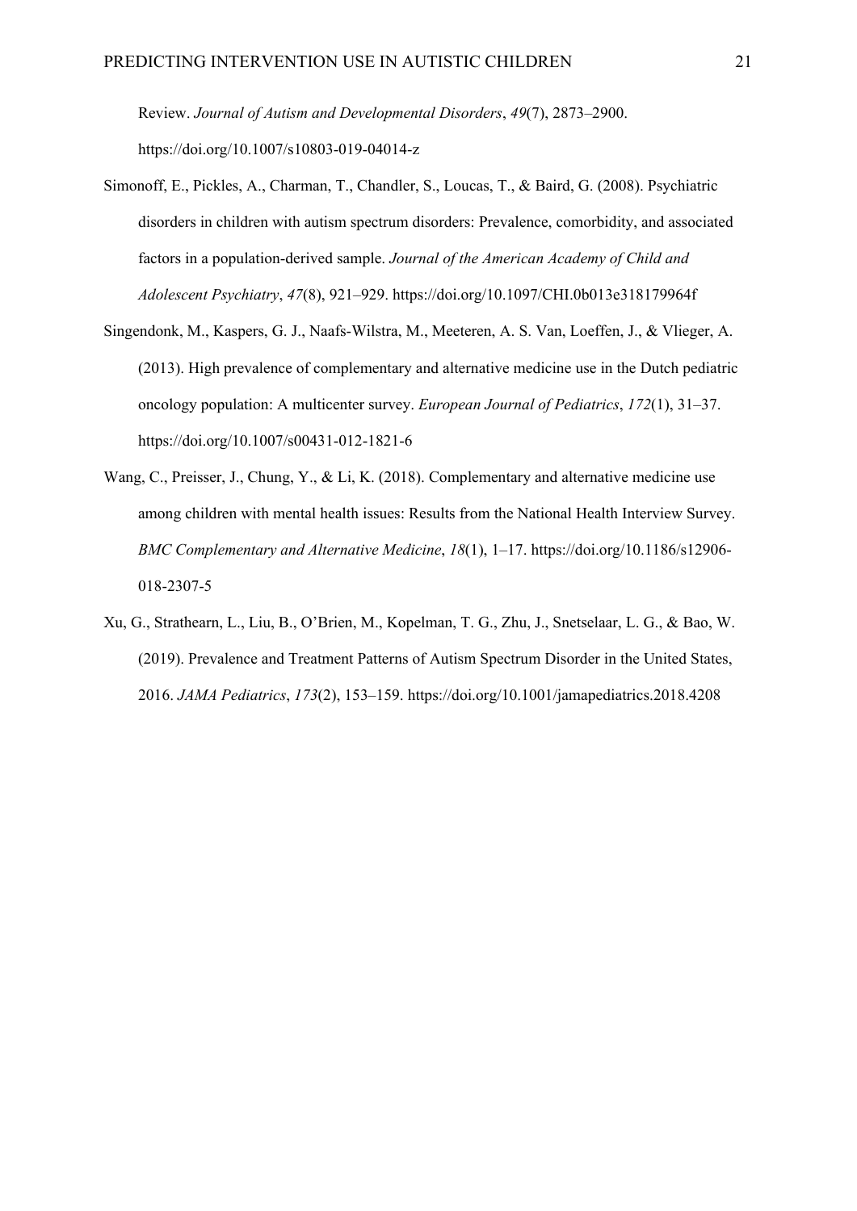Review. *Journal of Autism and Developmental Disorders*, *49*(7), 2873–2900. https://doi.org/10.1007/s10803-019-04014-z

Simonoff, E., Pickles, A., Charman, T., Chandler, S., Loucas, T., & Baird, G. (2008). Psychiatric disorders in children with autism spectrum disorders: Prevalence, comorbidity, and associated factors in a population-derived sample. *Journal of the American Academy of Child and Adolescent Psychiatry*, *47*(8), 921–929. https://doi.org/10.1097/CHI.0b013e318179964f

Singendonk, M., Kaspers, G. J., Naafs-Wilstra, M., Meeteren, A. S. Van, Loeffen, J., & Vlieger, A. (2013). High prevalence of complementary and alternative medicine use in the Dutch pediatric oncology population: A multicenter survey. *European Journal of Pediatrics*, *172*(1), 31–37. https://doi.org/10.1007/s00431-012-1821-6

Wang, C., Preisser, J., Chung, Y., & Li, K. (2018). Complementary and alternative medicine use among children with mental health issues: Results from the National Health Interview Survey. *BMC Complementary and Alternative Medicine*, *18*(1), 1–17. https://doi.org/10.1186/s12906-018-2307-5

Xu, G., Strathearn, L., Liu, B., O'Brien, M., Kopelman, T. G., Zhu, J., Snetselaar, L. G., & Bao, W. (2019). Prevalence and Treatment Patterns of Autism Spectrum Disorder in the United States, 2016. *JAMA Pediatrics*, *173*(2), 153–159. https://doi.org/10.1001/jamapediatrics.2018.4208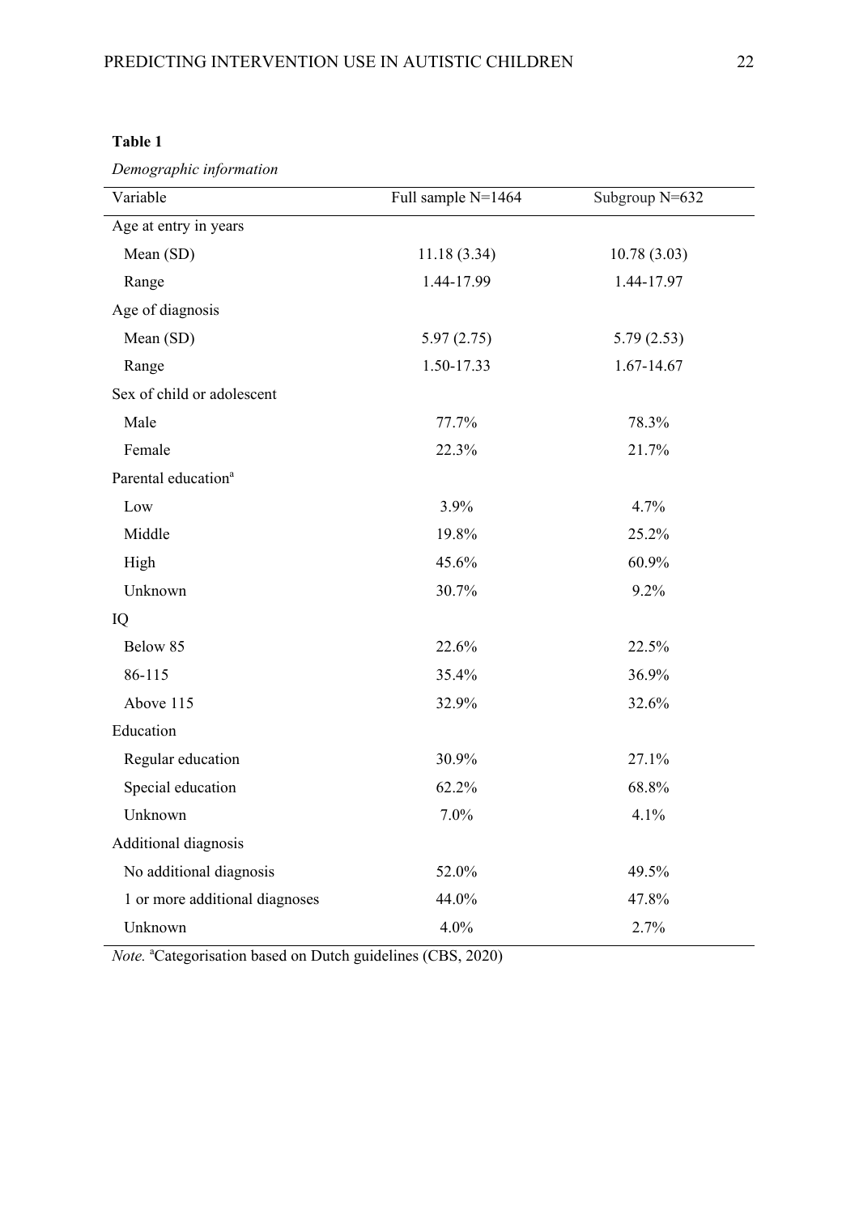**Table 1**

*Demographic information*

| Variable | Full sample N=1464 | Subgroup N=632 |
|---|---|---|
| Age at entry in years | | |
| Mean (SD) | 11.18 (3.34) | 10.78 (3.03) |
| Range | 1.44-17.99 | 1.44-17.97 |
| Age of diagnosis | | |
| Mean (SD) | 5.97 (2.75) | 5.79 (2.53) |
| Range | 1.50-17.33 | 1.67-14.67 |
| Sex of child or adolescent | | |
| Male | 77.7% | 78.3% |
| Female | 22.3% | 21.7% |
| Parental education[a] | | |
| Low | 3.9% | 4.7% |
| Middle | 19.8% | 25.2% |
| High | 45.6% | 60.9% |
| Unknown | 30.7% | 9.2% |
| IQ | | |
| Below 85 | 22.6% | 22.5% |
| 86-115 | 35.4% | 36.9% |
| Above 115 | 32.9% | 32.6% |
| Education | | |
| Regular education | 30.9% | 27.1% |
| Special education | 62.2% | 68.8% |
| Unknown | 7.0% | 4.1% |
| Additional diagnosis | | |
| No additional diagnosis | 52.0% | 49.5% |
| 1 or more additional diagnoses | 44.0% | 47.8% |
| Unknown | 4.0% | 2.7% |

*Note.* [a]Categorisation based on Dutch guidelines (CBS, 2020)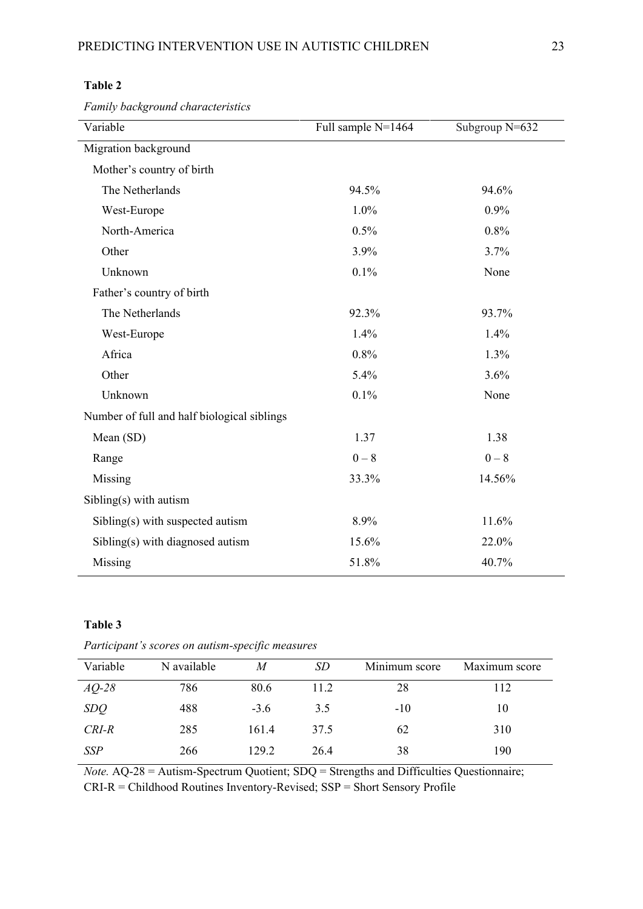**Table 2**

*Family background characteristics*

| Variable | Full sample N=1464 | Subgroup N=632 |
|---|---|---|
| Migration background | | |
| Mother's country of birth | | |
| The Netherlands | 94.5% | 94.6% |
| West-Europe | 1.0% | 0.9% |
| North-America | 0.5% | 0.8% |
| Other | 3.9% | 3.7% |
| Unknown | 0.1% | None |
| Father's country of birth | | |
| The Netherlands | 92.3% | 93.7% |
| West-Europe | 1.4% | 1.4% |
| Africa | 0.8% | 1.3% |
| Other | 5.4% | 3.6% |
| Unknown | 0.1% | None |
| Number of full and half biological siblings | | |
| Mean (SD) | 1.37 | 1.38 |
| Range | 0 – 8 | 0 – 8 |
| Missing | 33.3% | 14.56% |
| Sibling(s) with autism | | |
| Sibling(s) with suspected autism | 8.9% | 11.6% |
| Sibling(s) with diagnosed autism | 15.6% | 22.0% |
| Missing | 51.8% | 40.7% |

**Table 3**

*Participant's scores on autism-specific measures*

| Variable | N available | *M* | *SD* | Minimum score | Maximum score |
|---|---|---|---|---|---|
| *AQ-28* | 786 | 80.6 | 11.2 | 28 | 112 |
| *SDQ* | 488 | -3.6 | 3.5 | -10 | 10 |
| *CRI-R* | 285 | 161.4 | 37.5 | 62 | 310 |
| *SSP* | 266 | 129.2 | 26.4 | 38 | 190 |

*Note.* AQ-28 = Autism-Spectrum Quotient; SDQ = Strengths and Difficulties Questionnaire; CRI-R = Childhood Routines Inventory-Revised; SSP = Short Sensory Profile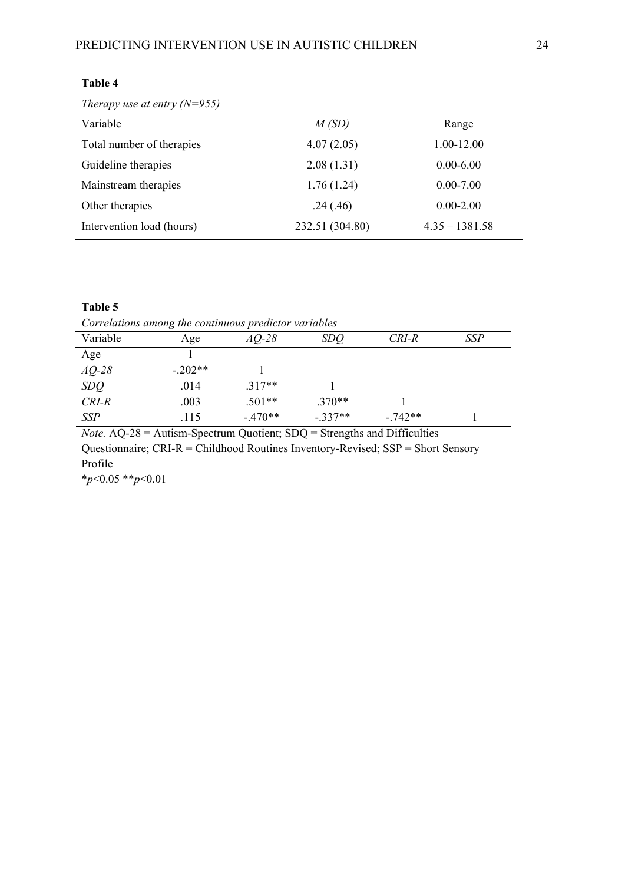**Table 4**

*Therapy use at entry (N=955)*

| Variable | *M (SD)* | Range |
|---|---|---|
| Total number of therapies | 4.07 (2.05) | 1.00-12.00 |
| Guideline therapies | 2.08 (1.31) | 0.00-6.00 |
| Mainstream therapies | 1.76 (1.24) | 0.00-7.00 |
| Other therapies | .24 (.46) | 0.00-2.00 |
| Intervention load (hours) | 232.51 (304.80) | 4.35 – 1381.58 |

**Table 5**

*Correlations among the continuous predictor variables*

| Variable | Age | *AQ-28* | *SDQ* | *CRI-R* | *SSP* |
|---|---|---|---|---|---|
| Age | 1 | | | | |
| *AQ-28* | -.202** | 1 | | | |
| *SDQ* | .014 | .317** | 1 | | |
| *CRI-R* | .003 | .501** | .370** | 1 | |
| *SSP* | .115 | -.470** | -.337** | -.742** | 1 |

*Note.* AQ-28 = Autism-Spectrum Quotient; SDQ = Strengths and Difficulties Questionnaire; CRI-R = Childhood Routines Inventory-Revised; SSP = Short Sensory Profile

*$p<0.05$ **$p<0.01$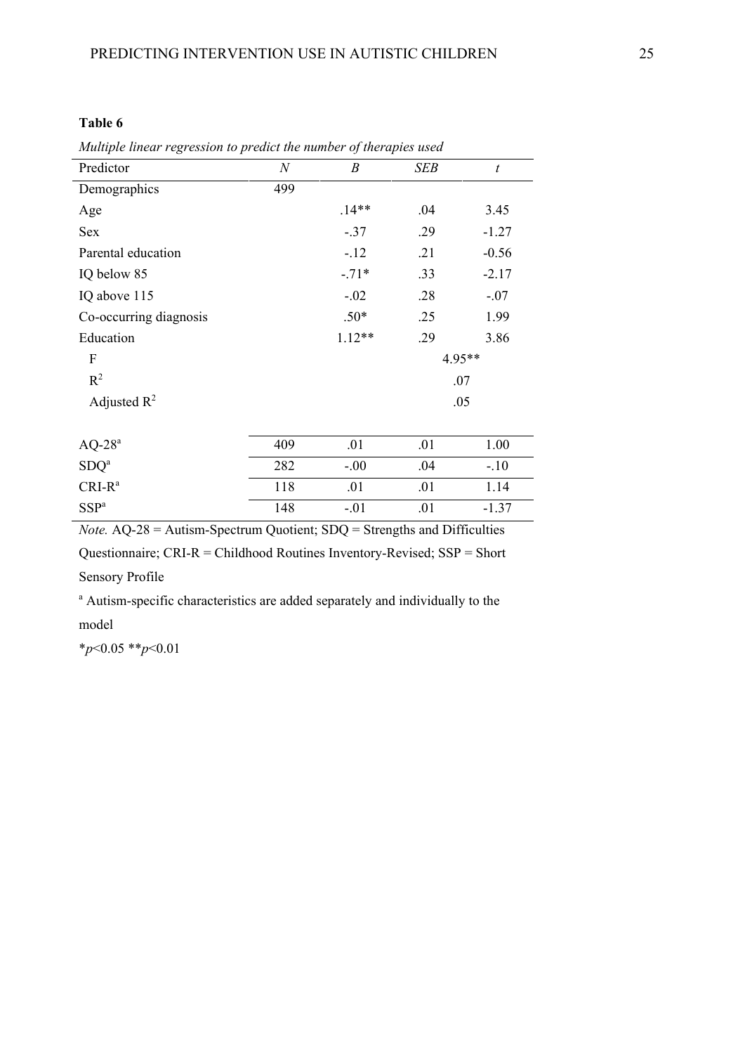**Table 6**

*Multiple linear regression to predict the number of therapies used*

| Predictor | *N* | *B* | *SEB* | *t* |
|---|---|---|---|---|
| Demographics | 499 | | | |
| Age | | .14** | .04 | 3.45 |
| Sex | | -.37 | .29 | -1.27 |
| Parental education | | -.12 | .21 | -0.56 |
| IQ below 85 | | -.71* | .33 | -2.17 |
| IQ above 115 | | -.02 | .28 | -.07 |
| Co-occurring diagnosis | | .50* | .25 | 1.99 |
| Education | | 1.12** | .29 | 3.86 |
| F | | | 4.95** | |
| $R^2$ | | | .07 | |
| Adjusted $R^2$ | | | .05 | |
| | | | | |
| AQ-28[a] | 409 | .01 | .01 | 1.00 |
| SDQ[a] | 282 | -.00 | .04 | -.10 |
| CRI-R[a] | 118 | .01 | .01 | 1.14 |
| SSP[a] | 148 | -.01 | .01 | -1.37 |

*Note.* AQ-28 = Autism-Spectrum Quotient; SDQ = Strengths and Difficulties Questionnaire; CRI-R = Childhood Routines Inventory-Revised; SSP = Short Sensory Profile

[a] Autism-specific characteristics are added separately and individually to the model

*$p<0.05$ **$p<0.01$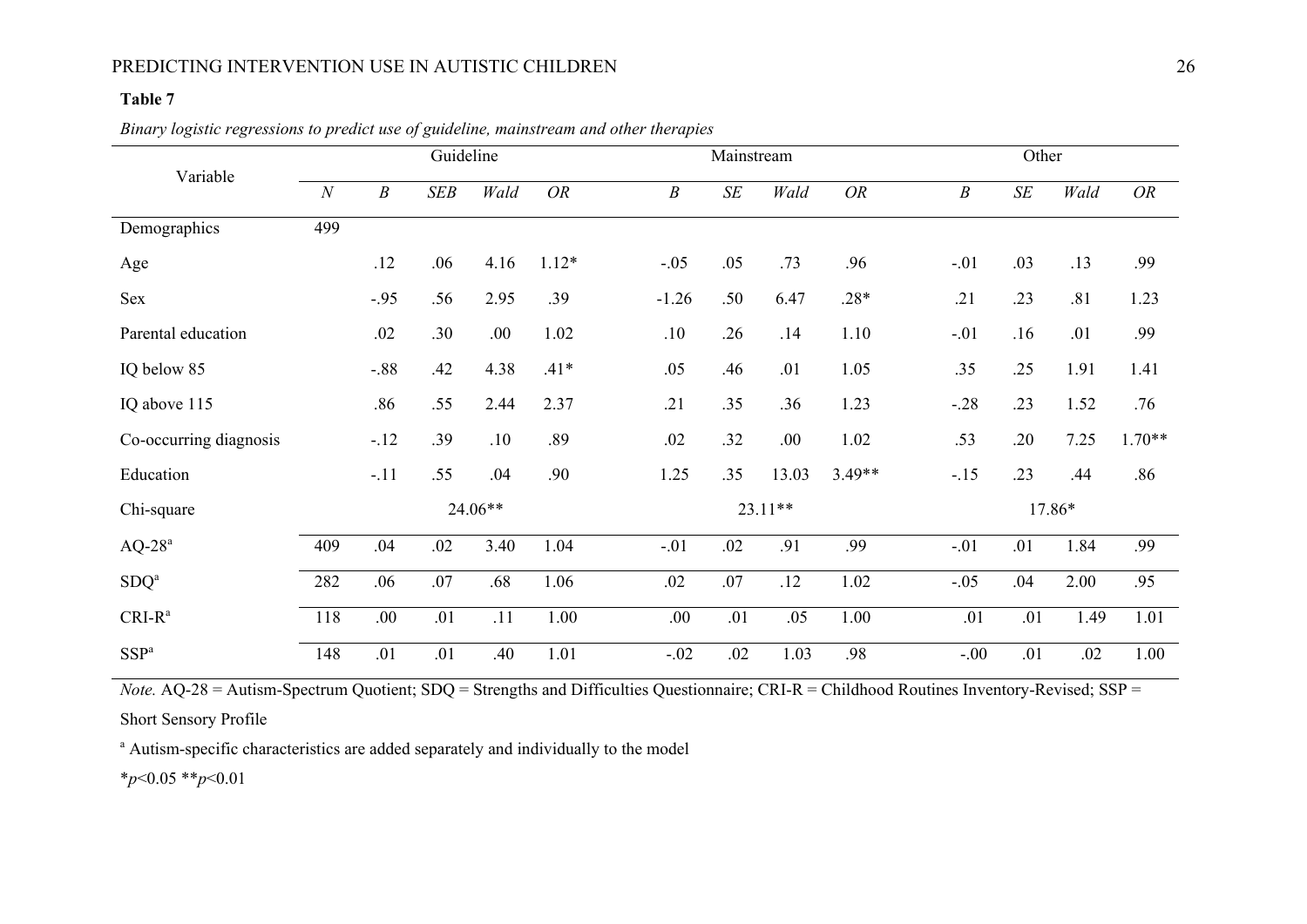**Table 7**

*Binary logistic regressions to predict use of guideline, mainstream and other therapies*

| Variable | Guideline | | | | | Mainstream | | | | Other | | | |
|---|---|---|---|---|---|---|---|---|---|---|---|---|---|
| | *N* | *B* | *SEB* | *Wald* | *OR* | *B* | *SE* | *Wald* | *OR* | *B* | *SE* | *Wald* | *OR* |
| Demographics | 499 | | | | | | | | | | | | |
| Age | | .12 | .06 | 4.16 | 1.12* | -.05 | .05 | .73 | .96 | -.01 | .03 | .13 | .99 |
| Sex | | -.95 | .56 | 2.95 | .39 | -1.26 | .50 | 6.47 | .28* | .21 | .23 | .81 | 1.23 |
| Parental education | | .02 | .30 | .00 | 1.02 | .10 | .26 | .14 | 1.10 | -.01 | .16 | .01 | .99 |
| IQ below 85 | | -.88 | .42 | 4.38 | .41* | .05 | .46 | .01 | 1.05 | .35 | .25 | 1.91 | 1.41 |
| IQ above 115 | | .86 | .55 | 2.44 | 2.37 | .21 | .35 | .36 | 1.23 | -.28 | .23 | 1.52 | .76 |
| Co-occurring diagnosis | | -.12 | .39 | .10 | .89 | .02 | .32 | .00 | 1.02 | .53 | .20 | 7.25 | 1.70** |
| Education | | -.11 | .55 | .04 | .90 | 1.25 | .35 | 13.03 | 3.49** | -.15 | .23 | .44 | .86 |
| Chi-square | | 24.06** | | | | 23.11** | | | | 17.86* | | | |
| AQ-28[a] | 409 | .04 | .02 | 3.40 | 1.04 | -.01 | .02 | .91 | .99 | -.01 | .01 | 1.84 | .99 |
| SDQ[a] | 282 | .06 | .07 | .68 | 1.06 | .02 | .07 | .12 | 1.02 | -.05 | .04 | 2.00 | .95 |
| CRI-R[a] | 118 | .00 | .01 | .11 | 1.00 | .00 | .01 | .05 | 1.00 | .01 | .01 | 1.49 | 1.01 |
| SSP[a] | 148 | .01 | .01 | .40 | 1.01 | -.02 | .02 | 1.03 | .98 | -.00 | .01 | .02 | 1.00 |

*Note.* AQ-28 = Autism-Spectrum Quotient; SDQ = Strengths and Difficulties Questionnaire; CRI-R = Childhood Routines Inventory-Revised; SSP = Short Sensory Profile

[a] Autism-specific characteristics are added separately and individually to the model

*$p<0.05$ **$p<0.01$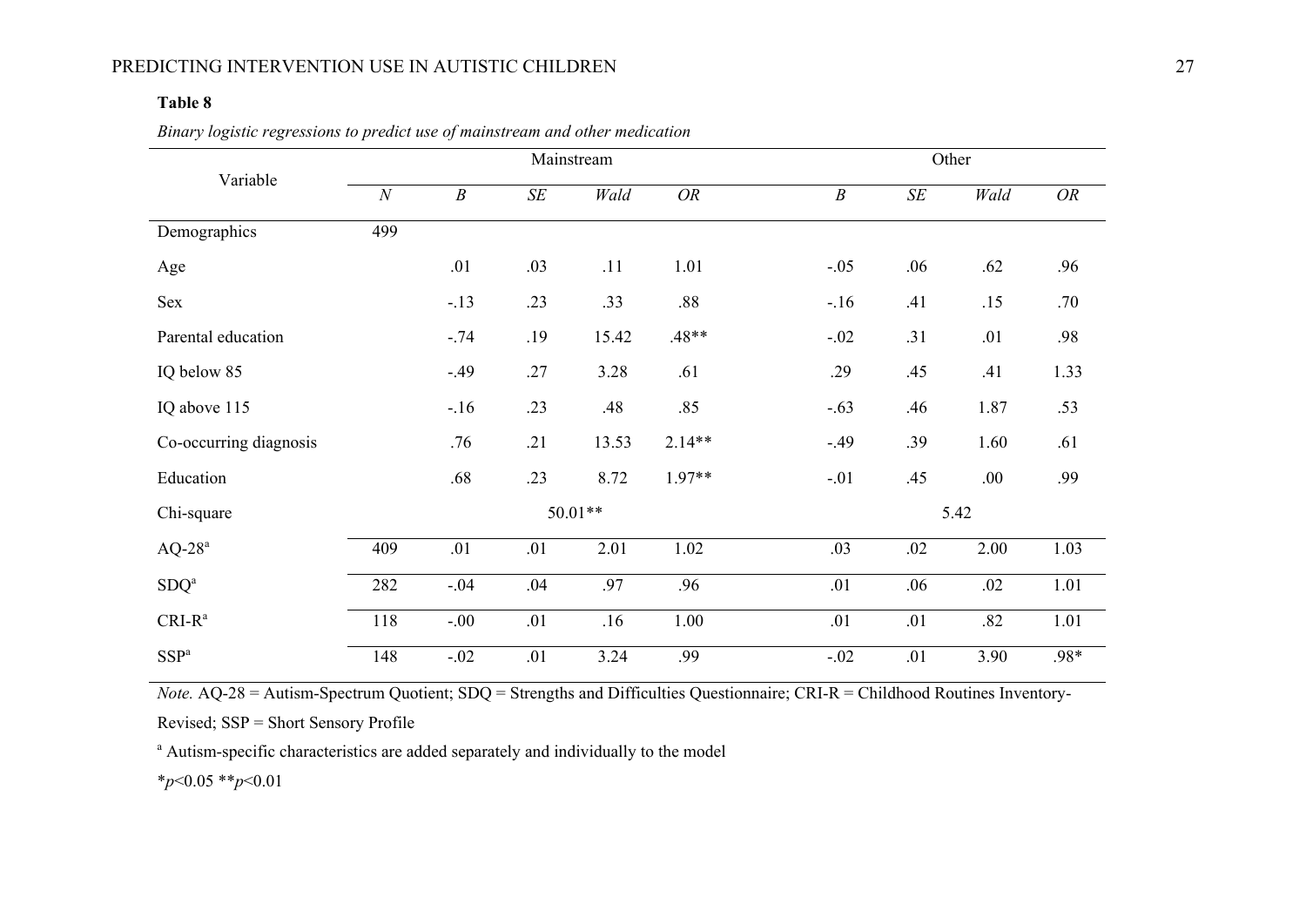**Table 8**

*Binary logistic regressions to predict use of mainstream and other medication*

| Variable | Mainstream | | | | | Other | | | |
|---|---|---|---|---|---|---|---|---|---|
| | *N* | *B* | *SE* | *Wald* | *OR* | *B* | *SE* | *Wald* | *OR* |
| Demographics | 499 | | | | | | | | |
| Age | | .01 | .03 | .11 | 1.01 | -.05 | .06 | .62 | .96 |
| Sex | | -.13 | .23 | .33 | .88 | -.16 | .41 | .15 | .70 |
| Parental education | | -.74 | .19 | 15.42 | .48** | -.02 | .31 | .01 | .98 |
| IQ below 85 | | -.49 | .27 | 3.28 | .61 | .29 | .45 | .41 | 1.33 |
| IQ above 115 | | -.16 | .23 | .48 | .85 | -.63 | .46 | 1.87 | .53 |
| Co-occurring diagnosis | | .76 | .21 | 13.53 | 2.14** | -.49 | .39 | 1.60 | .61 |
| Education | | .68 | .23 | 8.72 | 1.97** | -.01 | .45 | .00 | .99 |
| Chi-square | | | 50.01** | | | | 5.42 | | |
| AQ-28[a] | 409 | .01 | .01 | 2.01 | 1.02 | .03 | .02 | 2.00 | 1.03 |
| SDQ[a] | 282 | -.04 | .04 | .97 | .96 | .01 | .06 | .02 | 1.01 |
| CRI-R[a] | 118 | -.00 | .01 | .16 | 1.00 | .01 | .01 | .82 | 1.01 |
| SSP[a] | 148 | -.02 | .01 | 3.24 | .99 | -.02 | .01 | 3.90 | .98* |

*Note.* AQ-28 = Autism-Spectrum Quotient; SDQ = Strengths and Difficulties Questionnaire; CRI-R = Childhood Routines Inventory-Revised; SSP = Short Sensory Profile

[a] Autism-specific characteristics are added separately and individually to the model

\**p*<0.05 \*\**p*<0.01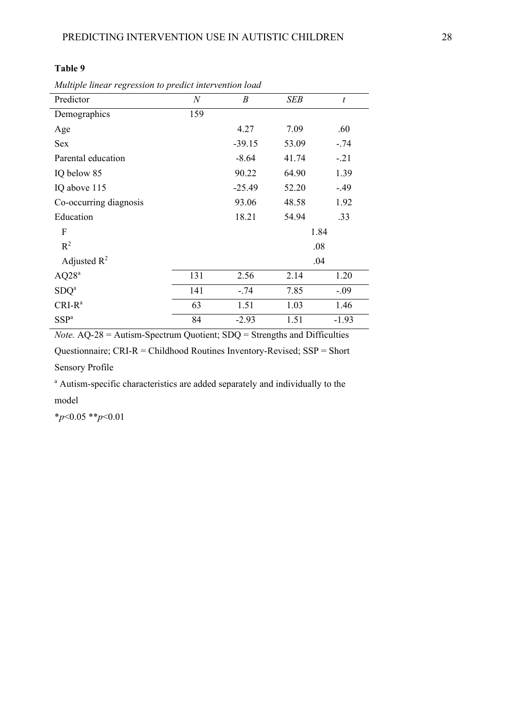**Table 9**

*Multiple linear regression to predict intervention load*

| Predictor | *N* | *B* | *SEB* | *t* |
|---|---|---|---|---|
| Demographics | 159 | | | |
| Age | | 4.27 | 7.09 | .60 |
| Sex | | -39.15 | 53.09 | -.74 |
| Parental education | | -8.64 | 41.74 | -.21 |
| IQ below 85 | | 90.22 | 64.90 | 1.39 |
| IQ above 115 | | -25.49 | 52.20 | -.49 |
| Co-occurring diagnosis | | 93.06 | 48.58 | 1.92 |
| Education | | 18.21 | 54.94 | .33 |
| F | | | 1.84 | |
| $R^2$ | | | .08 | |
| Adjusted $R^2$ | | | .04 | |
| AQ28[a] | 131 | 2.56 | 2.14 | 1.20 |
| SDQ[a] | 141 | -.74 | 7.85 | -.09 |
| CRI-R[a] | 63 | 1.51 | 1.03 | 1.46 |
| SSP[a] | 84 | -2.93 | 1.51 | -1.93 |

*Note.* AQ-28 = Autism-Spectrum Quotient; SDQ = Strengths and Difficulties Questionnaire; CRI-R = Childhood Routines Inventory-Revised; SSP = Short Sensory Profile

[a] Autism-specific characteristics are added separately and individually to the model

\**p*<0.05 \*\**p*<0.01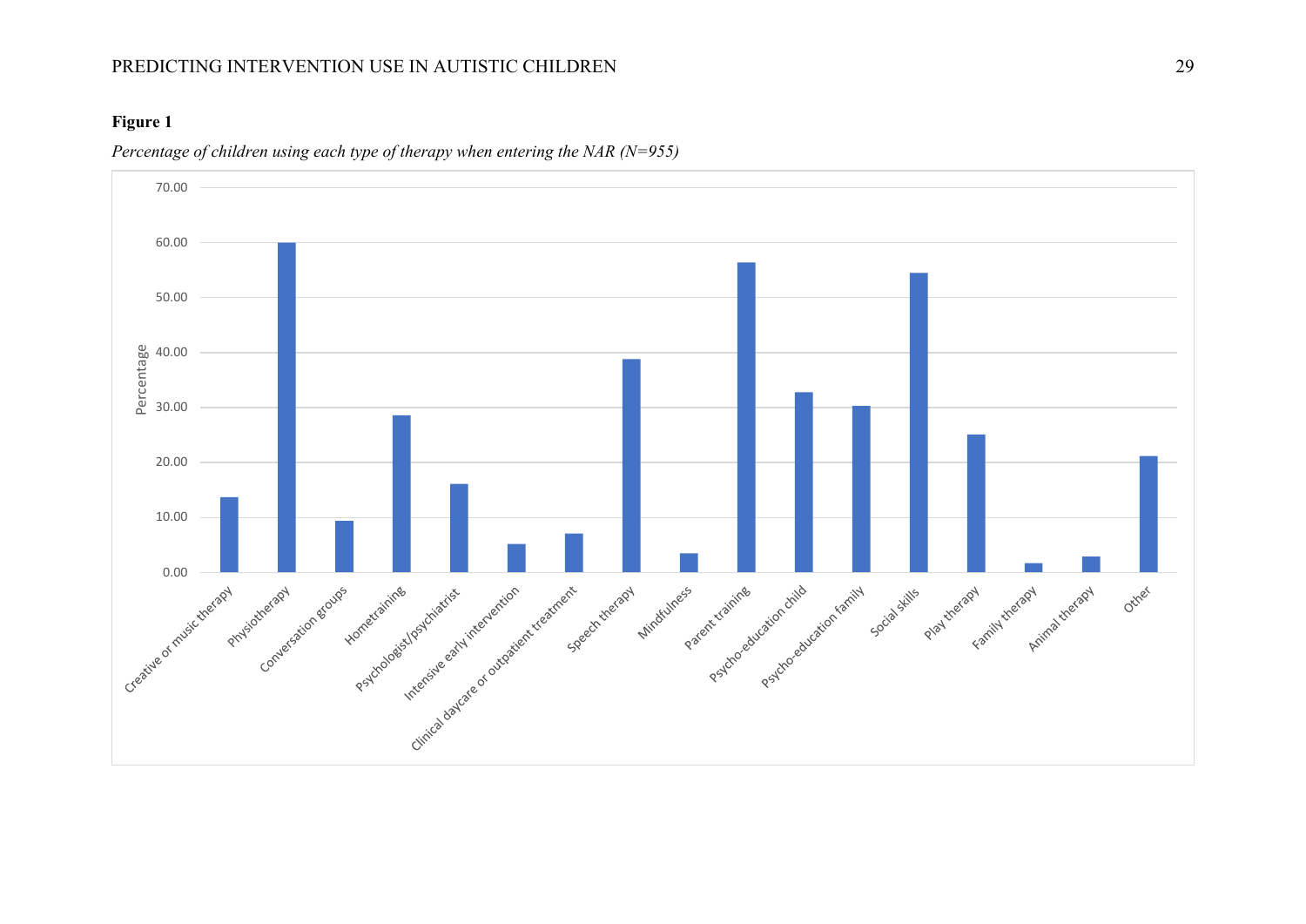**Figure 1**

*Percentage of children using each type of therapy when entering the NAR (N=955)*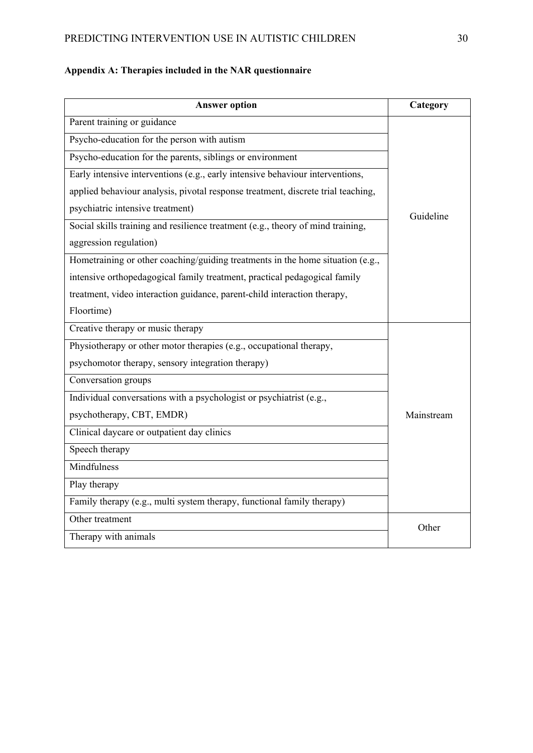**Appendix A: Therapies included in the NAR questionnaire**

| Answer option | Category |
|---|---|
| Parent training or guidance | Guideline |
| Psycho-education for the person with autism | |
| Psycho-education for the parents, siblings or environment | |
| Early intensive interventions (e.g., early intensive behaviour interventions, applied behaviour analysis, pivotal response treatment, discrete trial teaching, psychiatric intensive treatment) | |
| Social skills training and resilience treatment (e.g., theory of mind training, aggression regulation) | |
| Hometraining or other coaching/guiding treatments in the home situation (e.g., intensive orthopedagogical family treatment, practical pedagogical family treatment, video interaction guidance, parent-child interaction therapy, Floortime) | |
| Creative therapy or music therapy | Mainstream |
| Physiotherapy or other motor therapies (e.g., occupational therapy, psychomotor therapy, sensory integration therapy) | |
| Conversation groups | |
| Individual conversations with a psychologist or psychiatrist (e.g., psychotherapy, CBT, EMDR) | |
| Clinical daycare or outpatient day clinics | |
| Speech therapy | |
| Mindfulness | |
| Play therapy | |
| Family therapy (e.g., multi system therapy, functional family therapy) | |
| Other treatment | Other |
| Therapy with animals | |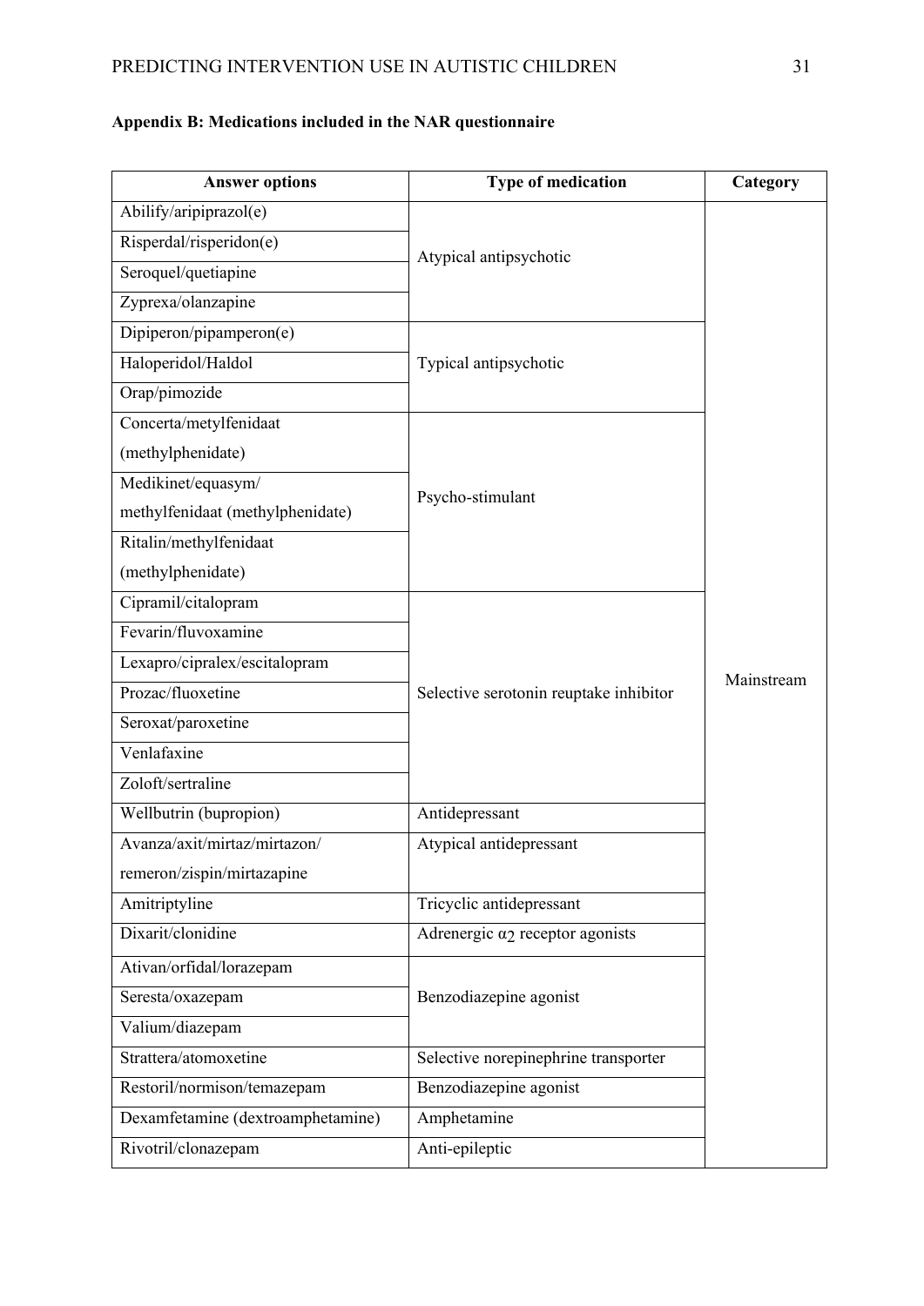**Appendix B: Medications included in the NAR questionnaire**

| Answer options | Type of medication | Category |
|---|---|---|
| Abilify/aripiprazol(e) | Atypical antipsychotic | Mainstream |
| Risperdal/risperidon(e) | | |
| Seroquel/quetiapine | | |
| Zyprexa/olanzapine | | |
| Dipiperon/pipamperon(e) | Typical antipsychotic | |
| Haloperidol/Haldol | | |
| Orap/pimozide | | |
| Concerta/metylfenidaat (methylphenidate) | Psycho-stimulant | |
| Medikinet/equasym/ methylfenidaat (methylphenidate) | | |
| Ritalin/methylfenidaat (methylphenidate) | | |
| Cipramil/citalopram | Selective serotonin reuptake inhibitor | |
| Fevarin/fluvoxamine | | |
| Lexapro/cipralex/escitalopram | | |
| Prozac/fluoxetine | | |
| Seroxat/paroxetine | | |
| Venlafaxine | | |
| Zoloft/sertraline | | |
| Wellbutrin (bupropion) | Antidepressant | |
| Avanza/axit/mirtaz/mirtazon/ remeron/zispin/mirtazapine | Atypical antidepressant | |
| Amitriptyline | Tricyclic antidepressant | |
| Dixarit/clonidine | Adrenergic $\alpha_2$ receptor agonists | |
| Ativan/orfidal/lorazepam | Benzodiazepine agonist | |
| Seresta/oxazepam | | |
| Valium/diazepam | | |
| Strattera/atomoxetine | Selective norepinephrine transporter | |
| Restoril/normison/temazepam | Benzodiazepine agonist | |
| Dexamfetamine (dextroamphetamine) | Amphetamine | |
| Rivotril/clonazepam | Anti-epileptic | |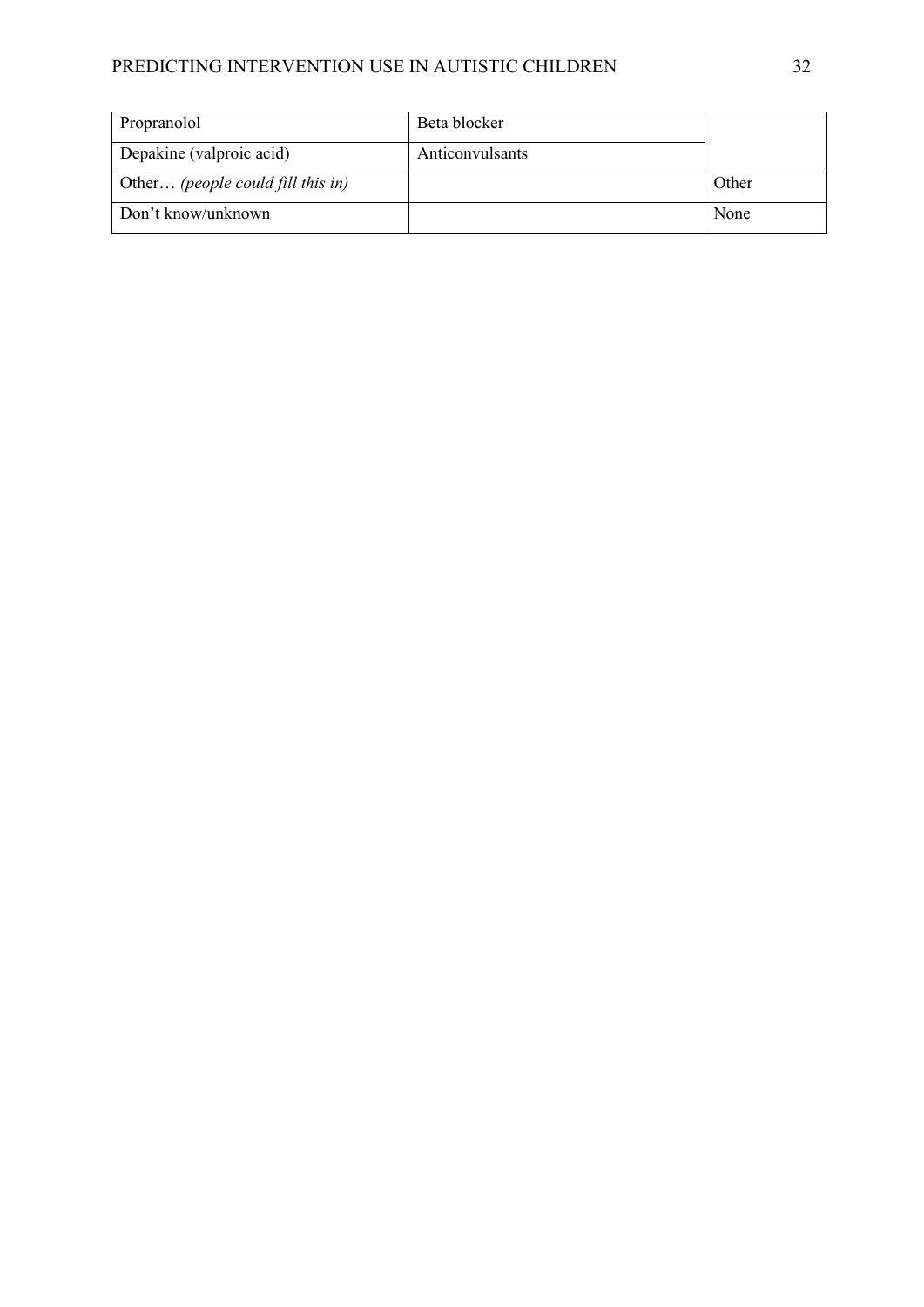| Propranolol | Beta blocker | |
| --- | --- | --- |
| Depakine (valproic acid) | Anticonvulsants | |
| Other… *(people could fill this in)* | | Other |
| Don't know/unknown | | None |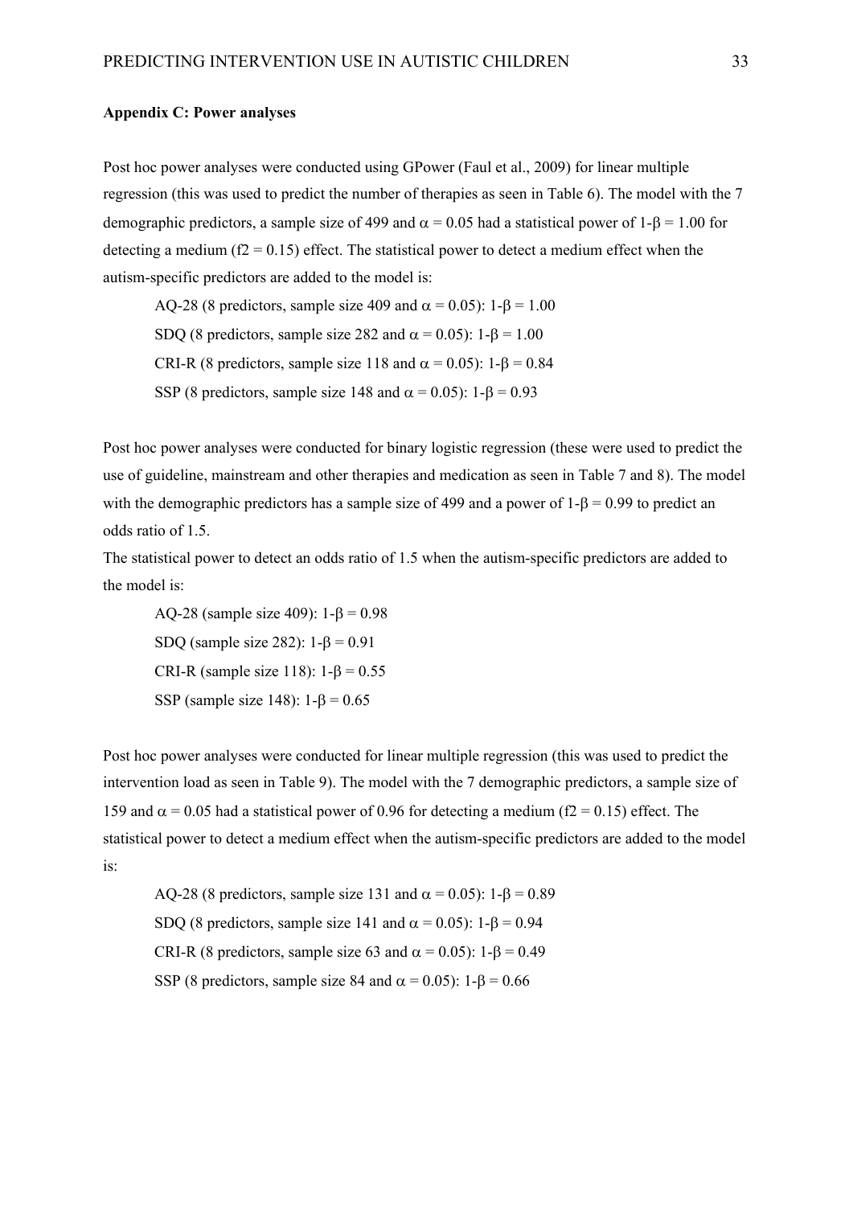**Appendix C: Power analyses**

Post hoc power analyses were conducted using GPower (Faul et al., 2009) for linear multiple regression (this was used to predict the number of therapies as seen in Table 6). The model with the 7 demographic predictors, a sample size of 499 and $\alpha = 0.05$ had a statistical power of $1-\beta = 1.00$ for detecting a medium ($f2 = 0.15$) effect. The statistical power to detect a medium effect when the autism-specific predictors are added to the model is:

AQ-28 (8 predictors, sample size 409 and $\alpha = 0.05$): $1-\beta = 1.00$

SDQ (8 predictors, sample size 282 and $\alpha = 0.05$): $1-\beta = 1.00$

CRI-R (8 predictors, sample size 118 and $\alpha = 0.05$): $1-\beta = 0.84$

SSP (8 predictors, sample size 148 and $\alpha = 0.05$): $1-\beta = 0.93$

Post hoc power analyses were conducted for binary logistic regression (these were used to predict the use of guideline, mainstream and other therapies and medication as seen in Table 7 and 8). The model with the demographic predictors has a sample size of 499 and a power of $1-\beta = 0.99$ to predict an odds ratio of 1.5.

The statistical power to detect an odds ratio of 1.5 when the autism-specific predictors are added to the model is:

AQ-28 (sample size 409): $1-\beta = 0.98$

SDQ (sample size 282): $1-\beta = 0.91$

CRI-R (sample size 118): $1-\beta = 0.55$

SSP (sample size 148): $1-\beta = 0.65$

Post hoc power analyses were conducted for linear multiple regression (this was used to predict the intervention load as seen in Table 9). The model with the 7 demographic predictors, a sample size of 159 and $\alpha = 0.05$ had a statistical power of 0.96 for detecting a medium ($f2 = 0.15$) effect. The statistical power to detect a medium effect when the autism-specific predictors are added to the model is:

AQ-28 (8 predictors, sample size 131 and $\alpha = 0.05$): $1-\beta = 0.89$

SDQ (8 predictors, sample size 141 and $\alpha = 0.05$): $1-\beta = 0.94$

CRI-R (8 predictors, sample size 63 and $\alpha = 0.05$): $1-\beta = 0.49$

SSP (8 predictors, sample size 84 and $\alpha = 0.05$): $1-\beta = 0.66$